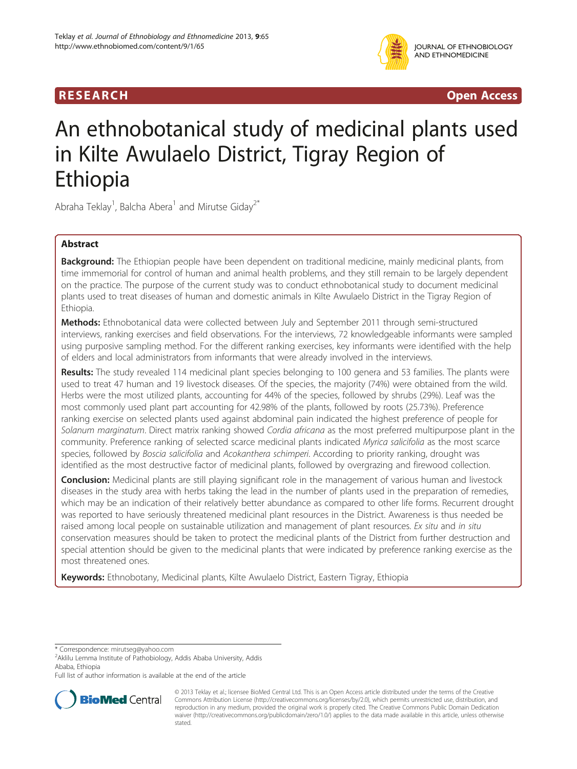RESEARCH Open Access

# An ethnobotanical study of medicinal plants used in Kilte Awulaelo District, Tigray Region of Ethiopia

Abraha Teklay[1], Balcha Abera[1] and Mirutse Giday[2*]

## Abstract

**Background:** The Ethiopian people have been dependent on traditional medicine, mainly medicinal plants, from time immemorial for control of human and animal health problems, and they still remain to be largely dependent on the practice. The purpose of the current study was to conduct ethnobotanical study to document medicinal plants used to treat diseases of human and domestic animals in Kilte Awulaelo District in the Tigray Region of Ethiopia.

**Methods:** Ethnobotanical data were collected between July and September 2011 through semi-structured interviews, ranking exercises and field observations. For the interviews, 72 knowledgeable informants were sampled using purposive sampling method. For the different ranking exercises, key informants were identified with the help of elders and local administrators from informants that were already involved in the interviews.

**Results:** The study revealed 114 medicinal plant species belonging to 100 genera and 53 families. The plants were used to treat 47 human and 19 livestock diseases. Of the species, the majority (74%) were obtained from the wild. Herbs were the most utilized plants, accounting for 44% of the species, followed by shrubs (29%). Leaf was the most commonly used plant part accounting for 42.98% of the plants, followed by roots (25.73%). Preference ranking exercise on selected plants used against abdominal pain indicated the highest preference of people for *Solanum marginatum*. Direct matrix ranking showed *Cordia africana* as the most preferred multipurpose plant in the community. Preference ranking of selected scarce medicinal plants indicated *Myrica salicifolia* as the most scarce species, followed by *Boscia salicifolia* and *Acokanthera schimperi*. According to priority ranking, drought was identified as the most destructive factor of medicinal plants, followed by overgrazing and firewood collection.

**Conclusion:** Medicinal plants are still playing significant role in the management of various human and livestock diseases in the study area with herbs taking the lead in the number of plants used in the preparation of remedies, which may be an indication of their relatively better abundance as compared to other life forms. Recurrent drought was reported to have seriously threatened medicinal plant resources in the District. Awareness is thus needed be raised among local people on sustainable utilization and management of plant resources. *Ex situ* and *in situ* conservation measures should be taken to protect the medicinal plants of the District from further destruction and special attention should be given to the medicinal plants that were indicated by preference ranking exercise as the most threatened ones.

**Keywords:** Ethnobotany, Medicinal plants, Kilte Awulaelo District, Eastern Tigray, Ethiopia

\* Correspondence: mirutseg@yahoo.com
[2]Aklilu Lemma Institute of Pathobiology, Addis Ababa University, Addis Ababa, Ethiopia
Full list of author information is available at the end of the article

© 2013 Teklay et al.; licensee BioMed Central Ltd. This is an Open Access article distributed under the terms of the Creative Commons Attribution License (http://creativecommons.org/licenses/by/2.0), which permits unrestricted use, distribution, and reproduction in any medium, provided the original work is properly cited. The Creative Commons Public Domain Dedication waiver (http://creativecommons.org/publicdomain/zero/1.0/) applies to the data made available in this article, unless otherwise stated.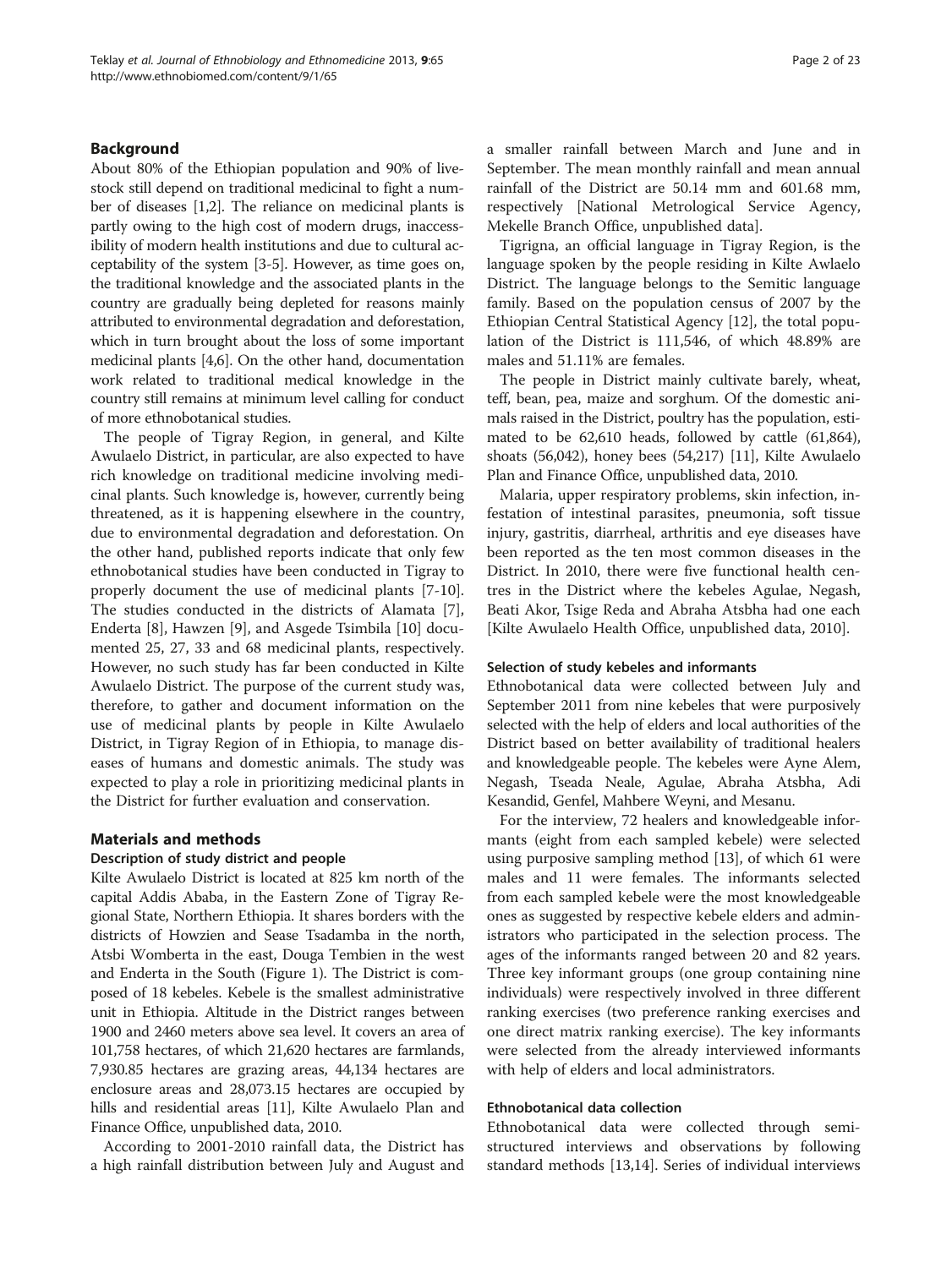## Background

About 80% of the Ethiopian population and 90% of livestock still depend on traditional medicinal to fight a number of diseases [1,2]. The reliance on medicinal plants is partly owing to the high cost of modern drugs, inaccessibility of modern health institutions and due to cultural acceptability of the system [3-5]. However, as time goes on, the traditional knowledge and the associated plants in the country are gradually being depleted for reasons mainly attributed to environmental degradation and deforestation, which in turn brought about the loss of some important medicinal plants [4,6]. On the other hand, documentation work related to traditional medical knowledge in the country still remains at minimum level calling for conduct of more ethnobotanical studies.

The people of Tigray Region, in general, and Kilte Awulaelo District, in particular, are also expected to have rich knowledge on traditional medicine involving medicinal plants. Such knowledge is, however, currently being threatened, as it is happening elsewhere in the country, due to environmental degradation and deforestation. On the other hand, published reports indicate that only few ethnobotanical studies have been conducted in Tigray to properly document the use of medicinal plants [7-10]. The studies conducted in the districts of Alamata [7], Enderta [8], Hawzen [9], and Asgede Tsimbila [10] documented 25, 27, 33 and 68 medicinal plants, respectively. However, no such study has far been conducted in Kilte Awulaelo District. The purpose of the current study was, therefore, to gather and document information on the use of medicinal plants by people in Kilte Awulaelo District, in Tigray Region of in Ethiopia, to manage diseases of humans and domestic animals. The study was expected to play a role in prioritizing medicinal plants in the District for further evaluation and conservation.

## Materials and methods

### Description of study district and people

Kilte Awulaelo District is located at 825 km north of the capital Addis Ababa, in the Eastern Zone of Tigray Regional State, Northern Ethiopia. It shares borders with the districts of Howzien and Sease Tsadamba in the north, Atsbi Womberta in the east, Douga Tembien in the west and Enderta in the South (Figure 1). The District is composed of 18 kebeles. Kebele is the smallest administrative unit in Ethiopia. Altitude in the District ranges between 1900 and 2460 meters above sea level. It covers an area of 101,758 hectares, of which 21,620 hectares are farmlands, 7,930.85 hectares are grazing areas, 44,134 hectares are enclosure areas and 28,073.15 hectares are occupied by hills and residential areas [11], Kilte Awulaelo Plan and Finance Office, unpublished data, 2010.

According to 2001-2010 rainfall data, the District has a high rainfall distribution between July and August and a smaller rainfall between March and June and in September. The mean monthly rainfall and mean annual rainfall of the District are 50.14 mm and 601.68 mm, respectively [National Metrological Service Agency, Mekelle Branch Office, unpublished data].

Tigrigna, an official language in Tigray Region, is the language spoken by the people residing in Kilte Awlaelo District. The language belongs to the Semitic language family. Based on the population census of 2007 by the Ethiopian Central Statistical Agency [12], the total population of the District is 111,546, of which 48.89% are males and 51.11% are females.

The people in District mainly cultivate barely, wheat, teff, bean, pea, maize and sorghum. Of the domestic animals raised in the District, poultry has the population, estimated to be 62,610 heads, followed by cattle (61,864), shoats (56,042), honey bees (54,217) [11], Kilte Awulaelo Plan and Finance Office, unpublished data, 2010.

Malaria, upper respiratory problems, skin infection, infestation of intestinal parasites, pneumonia, soft tissue injury, gastritis, diarrheal, arthritis and eye diseases have been reported as the ten most common diseases in the District. In 2010, there were five functional health centres in the District where the kebeles Agulae, Negash, Beati Akor, Tsige Reda and Abraha Atsbha had one each [Kilte Awulaelo Health Office, unpublished data, 2010].

### Selection of study kebeles and informants

Ethnobotanical data were collected between July and September 2011 from nine kebeles that were purposively selected with the help of elders and local authorities of the District based on better availability of traditional healers and knowledgeable people. The kebeles were Ayne Alem, Negash, Tseada Neale, Agulae, Abraha Atsbha, Adi Kesandid, Genfel, Mahbere Weyni, and Mesanu.

For the interview, 72 healers and knowledgeable informants (eight from each sampled kebele) were selected using purposive sampling method [13], of which 61 were males and 11 were females. The informants selected from each sampled kebele were the most knowledgeable ones as suggested by respective kebele elders and administrators who participated in the selection process. The ages of the informants ranged between 20 and 82 years. Three key informant groups (one group containing nine individuals) were respectively involved in three different ranking exercises (two preference ranking exercises and one direct matrix ranking exercise). The key informants were selected from the already interviewed informants with help of elders and local administrators.

### Ethnobotanical data collection

Ethnobotanical data were collected through semi-structured interviews and observations by following standard methods [13,14]. Series of individual interviews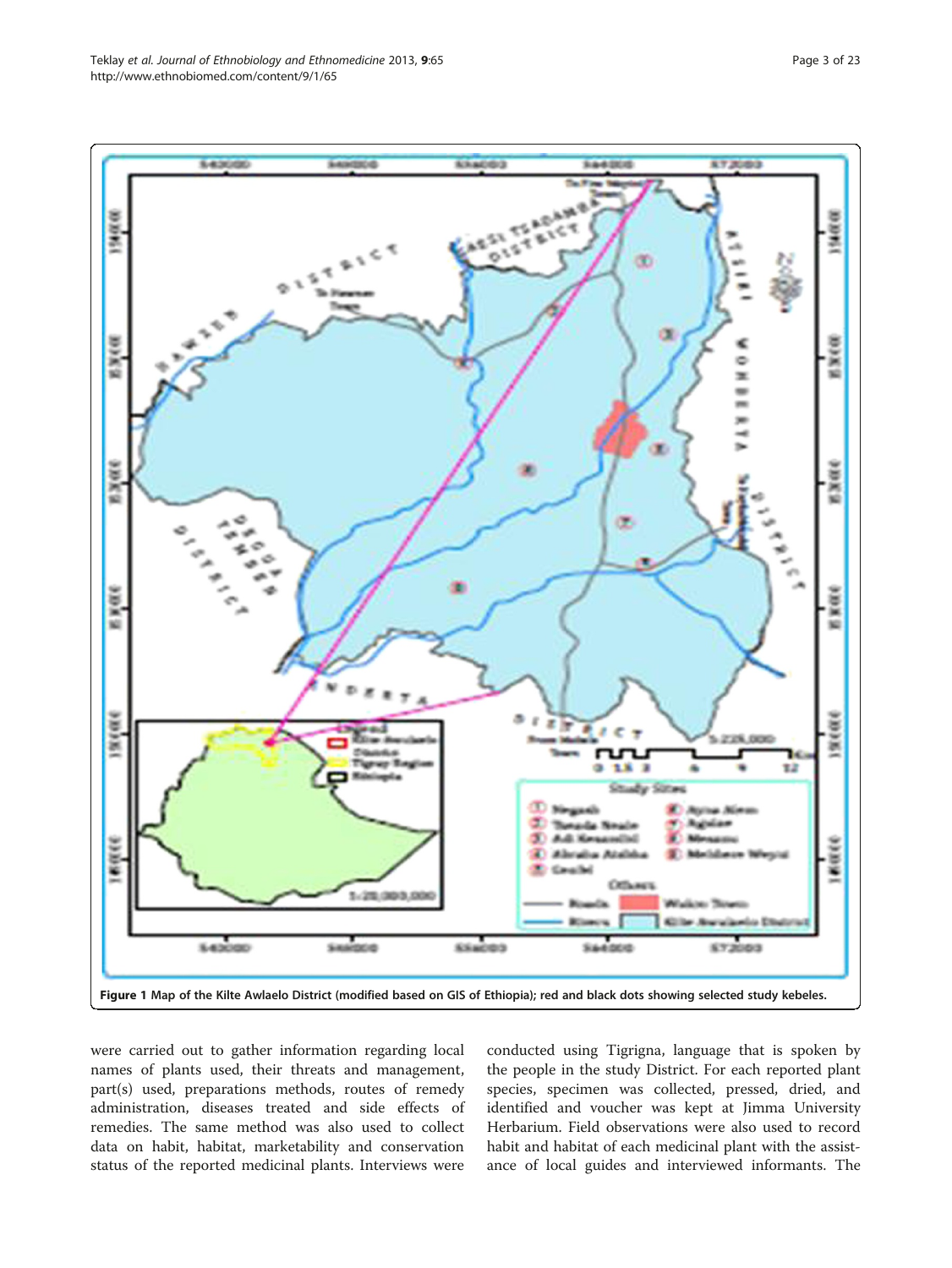Figure 1 Map of the Kilte Awlaelo District (modified based on GIS of Ethiopia); red and black dots showing selected study kebeles.

were carried out to gather information regarding local names of plants used, their threats and management, part(s) used, preparations methods, routes of remedy administration, diseases treated and side effects of remedies. The same method was also used to collect data on habit, habitat, marketability and conservation status of the reported medicinal plants. Interviews were conducted using Tigrigna, language that is spoken by the people in the study District. For each reported plant species, specimen was collected, pressed, dried, and identified and voucher was kept at Jimma University Herbarium. Field observations were also used to record habit and habitat of each medicinal plant with the assistance of local guides and interviewed informants. The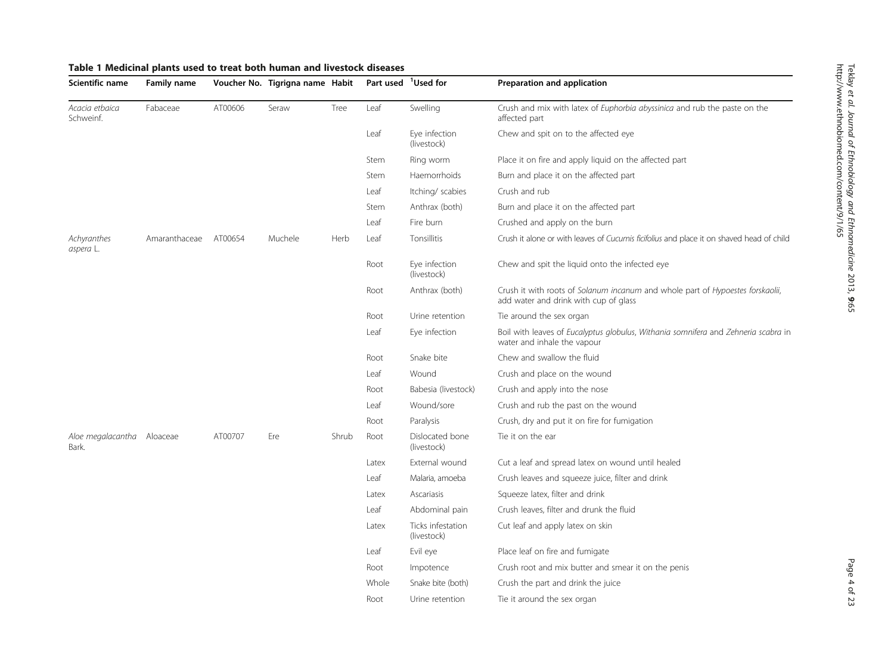**Table 1 Medicinal plants used to treat both human and livestock diseases**

| Scientific name | Family name | Voucher No. | Tigrigna name | Habit | Part used | [1]Used for | Preparation and application |
|---|---|---|---|---|---|---|---|
| *Acacia etbaica* Schweinf. | Fabaceae | AT00606 | Seraw | Tree | Leaf | Swelling | Crush and mix with latex of *Euphorbia abyssinica* and rub the paste on the affected part |
| | | | | | Leaf | Eye infection (livestock) | Chew and spit on to the affected eye |
| | | | | | Stem | Ring worm | Place it on fire and apply liquid on the affected part |
| | | | | | Stem | Haemorrhoids | Burn and place it on the affected part |
| | | | | | Leaf | Itching/ scabies | Crush and rub |
| | | | | | Stem | Anthrax (both) | Burn and place it on the affected part |
| | | | | | Leaf | Fire burn | Crushed and apply on the burn |
| *Achyranthes aspera* L. | Amaranthaceae | AT00654 | Muchele | Herb | Leaf | Tonsillitis | Crush it alone or with leaves of *Cucumis ficifolius* and place it on shaved head of child |
| | | | | | Root | Eye infection (livestock) | Chew and spit the liquid onto the infected eye |
| | | | | | Root | Anthrax (both) | Crush it with roots of *Solanum incanum* and whole part of *Hypoestes forskaolii*, add water and drink with cup of glass |
| | | | | | Root | Urine retention | Tie around the sex organ |
| | | | | | Leaf | Eye infection | Boil with leaves of *Eucalyptus globulus*, *Withania somnifera* and *Zehneria scabra* in water and inhale the vapour |
| | | | | | Root | Snake bite | Chew and swallow the fluid |
| | | | | | Leaf | Wound | Crush and place on the wound |
| | | | | | Root | Babesia (livestock) | Crush and apply into the nose |
| | | | | | Leaf | Wound/sore | Crush and rub the past on the wound |
| | | | | | Root | Paralysis | Crush, dry and put it on fire for fumigation |
| *Aloe megalacantha* Bark. | Aloaceae | AT00707 | Ere | Shrub | Root | Dislocated bone (livestock) | Tie it on the ear |
| | | | | | Latex | External wound | Cut a leaf and spread latex on wound until healed |
| | | | | | Leaf | Malaria, amoeba | Crush leaves and squeeze juice, filter and drink |
| | | | | | Latex | Ascariasis | Squeeze latex, filter and drink |
| | | | | | Leaf | Abdominal pain | Crush leaves, filter and drunk the fluid |
| | | | | | Latex | Ticks infestation (livestock) | Cut leaf and apply latex on skin |
| | | | | | Leaf | Evil eye | Place leaf on fire and fumigate |
| | | | | | Root | Impotence | Crush root and mix butter and smear it on the penis |
| | | | | | Whole | Snake bite (both) | Crush the part and drink the juice |
| | | | | | Root | Urine retention | Tie it around the sex organ |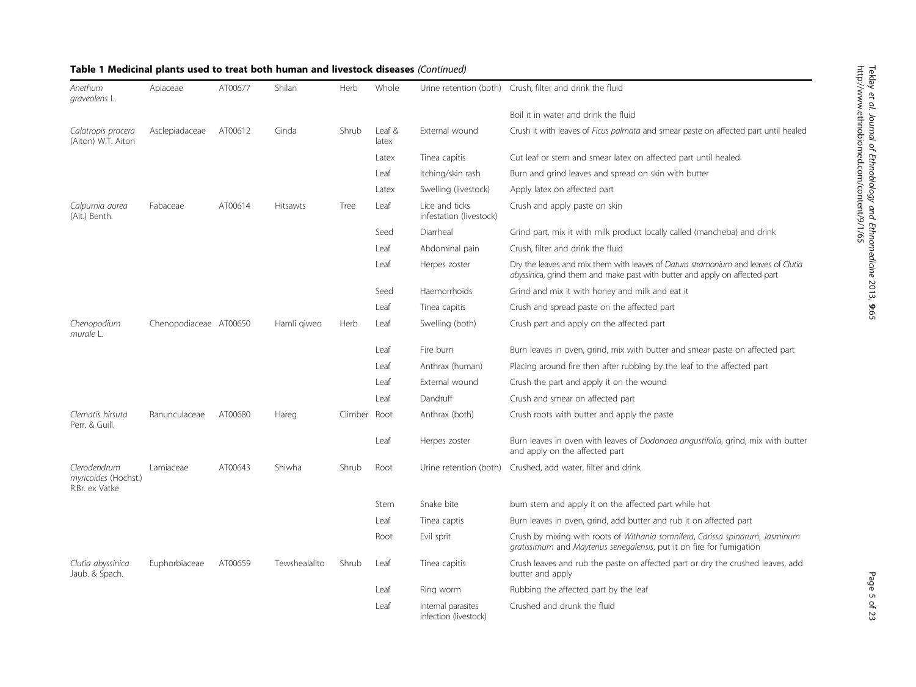**Table 1 Medicinal plants used to treat both human and livestock diseases** *(Continued)*

| | | | | | | | |
|---|---|---|---|---|---|---|---|
| *Anethum graveolens* L. | Apiaceae | AT00677 | Shilan | Herb | Whole | Urine retention (both) | Crush, filter and drink the fluid |
| | | | | | | | Boil it in water and drink the fluid |
| *Calotropis procera* (Aiton) W.T. Aiton | Asclepiadaceae | AT00612 | Ginda | Shrub | Leaf & latex | External wound | Crush it with leaves of *Ficus palmata* and smear paste on affected part until healed |
| | | | | | Latex | Tinea capitis | Cut leaf or stem and smear latex on affected part until healed |
| | | | | | Leaf | Itching/skin rash | Burn and grind leaves and spread on skin with butter |
| | | | | | Latex | Swelling (livestock) | Apply latex on affected part |
| *Calpurnia aurea* (Ait.) Benth. | Fabaceae | AT00614 | Hitsawts | Tree | Leaf | Lice and ticks infestation (livestock) | Crush and apply paste on skin |
| | | | | | Seed | Diarrheal | Grind part, mix it with milk product locally called (mancheba) and drink |
| | | | | | Leaf | Abdominal pain | Crush, filter and drink the fluid |
| | | | | | Leaf | Herpes zoster | Dry the leaves and mix them with leaves of *Datura stramonium* and leaves of *Clutia abyssinica*, grind them and make past with butter and apply on affected part |
| | | | | | Seed | Haemorrhoids | Grind and mix it with honey and milk and eat it |
| | | | | | Leaf | Tinea capitis | Crush and spread paste on the affected part |
| *Chenopodium murale* L. | Chenopodiaceae | AT00650 | Hamli qiweo | Herb | Leaf | Swelling (both) | Crush part and apply on the affected part |
| | | | | | Leaf | Fire burn | Burn leaves in oven, grind, mix with butter and smear paste on affected part |
| | | | | | Leaf | Anthrax (human) | Placing around fire then after rubbing by the leaf to the affected part |
| | | | | | Leaf | External wound | Crush the part and apply it on the wound |
| | | | | | Leaf | Dandruff | Crush and smear on affected part |
| *Clematis hirsuta* Perr. & Guill. | Ranunculaceae | AT00680 | Hareg | Climber | Root | Anthrax (both) | Crush roots with butter and apply the paste |
| | | | | | Leaf | Herpes zoster | Burn leaves in oven with leaves of *Dodonaea angustifolia*, grind, mix with butter and apply on the affected part |
| *Clerodendrum myricoides* (Hochst.) R.Br. ex Vatke | Lamiaceae | AT00643 | Shiwha | Shrub | Root | Urine retention (both) | Crushed, add water, filter and drink |
| | | | | | Stem | Snake bite | burn stem and apply it on the affected part while hot |
| | | | | | Leaf | Tinea captis | Burn leaves in oven, grind, add butter and rub it on affected part |
| | | | | | Root | Evil sprit | Crush by mixing with roots of *Withania somnifera*, *Carissa spinarum*, *Jasminum gratissimum* and *Maytenus senegalensis*, put it on fire for fumigation |
| *Clutia abyssinica* Jaub. & Spach. | Euphorbiaceae | AT00659 | Tewshealalito | Shrub | Leaf | Tinea capitis | Crush leaves and rub the paste on affected part or dry the crushed leaves, add butter and apply |
| | | | | | Leaf | Ring worm | Rubbing the affected part by the leaf |
| | | | | | Leaf | Internal parasites infection (livestock) | Crushed and drunk the fluid |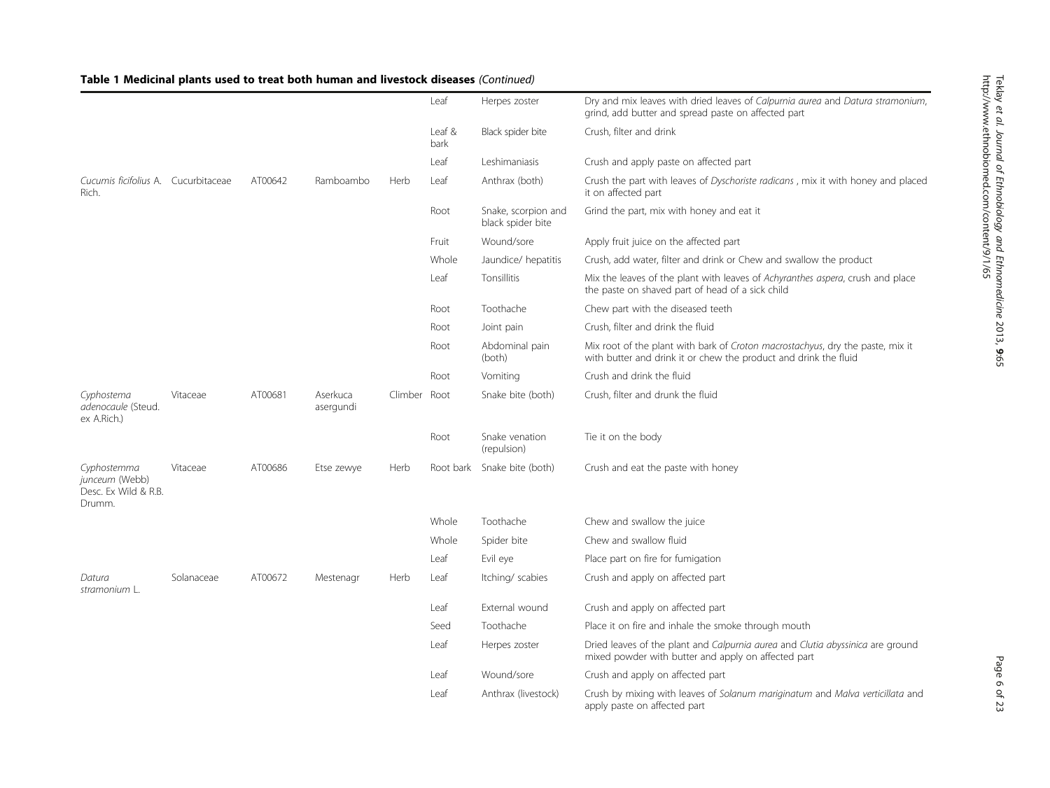**Table 1 Medicinal plants used to treat both human and livestock diseases** *(Continued)*

| | | | | | | | |
|---|---|---|---|---|---|---|---|
| | | | | | Leaf | Herpes zoster | Dry and mix leaves with dried leaves of *Calpurnia aurea* and *Datura stramonium*, grind, add butter and spread paste on affected part |
| | | | | | Leaf & bark | Black spider bite | Crush, filter and drink |
| | | | | | Leaf | Leshimaniasis | Crush and apply paste on affected part |
| *Cucumis ficifolius* A. Rich. | Cucurbitaceae | AT00642 | Ramboambo | Herb | Leaf | Anthrax (both) | Crush the part with leaves of *Dyschoriste radicans* , mix it with honey and placed it on affected part |
| | | | | | Root | Snake, scorpion and black spider bite | Grind the part, mix with honey and eat it |
| | | | | | Fruit | Wound/sore | Apply fruit juice on the affected part |
| | | | | | Whole | Jaundice/ hepatitis | Crush, add water, filter and drink or Chew and swallow the product |
| | | | | | Leaf | Tonsillitis | Mix the leaves of the plant with leaves of *Achyranthes aspera*, crush and place the paste on shaved part of head of a sick child |
| | | | | | Root | Toothache | Chew part with the diseased teeth |
| | | | | | Root | Joint pain | Crush, filter and drink the fluid |
| | | | | | Root | Abdominal pain (both) | Mix root of the plant with bark of *Croton macrostachyus*, dry the paste, mix it with butter and drink it or chew the product and drink the fluid |
| | | | | | Root | Vomiting | Crush and drink the fluid |
| *Cyphostema adenocaule* (Steud. ex A.Rich.) | Vitaceae | AT00681 | Aserkuca asergundi | Climber | Root | Snake bite (both) | Crush, filter and drunk the fluid |
| | | | | | Root | Snake venation (repulsion) | Tie it on the body |
| *Cyphostemma junceum* (Webb) Desc. Ex Wild & R.B. Drumm. | Vitaceae | AT00686 | Etse zewye | Herb | Root bark | Snake bite (both) | Crush and eat the paste with honey |
| | | | | | Whole | Toothache | Chew and swallow the juice |
| | | | | | Whole | Spider bite | Chew and swallow fluid |
| | | | | | Leaf | Evil eye | Place part on fire for fumigation |
| *Datura stramonium* L. | Solanaceae | AT00672 | Mestenagr | Herb | Leaf | Itching/ scabies | Crush and apply on affected part |
| | | | | | Leaf | External wound | Crush and apply on affected part |
| | | | | | Seed | Toothache | Place it on fire and inhale the smoke through mouth |
| | | | | | Leaf | Herpes zoster | Dried leaves of the plant and *Calpurnia aurea* and *Clutia abyssinica* are ground mixed powder with butter and apply on affected part |
| | | | | | Leaf | Wound/sore | Crush and apply on affected part |
| | | | | | Leaf | Anthrax (livestock) | Crush by mixing with leaves of *Solanum mariginatum* and *Malva verticillata* and apply paste on affected part |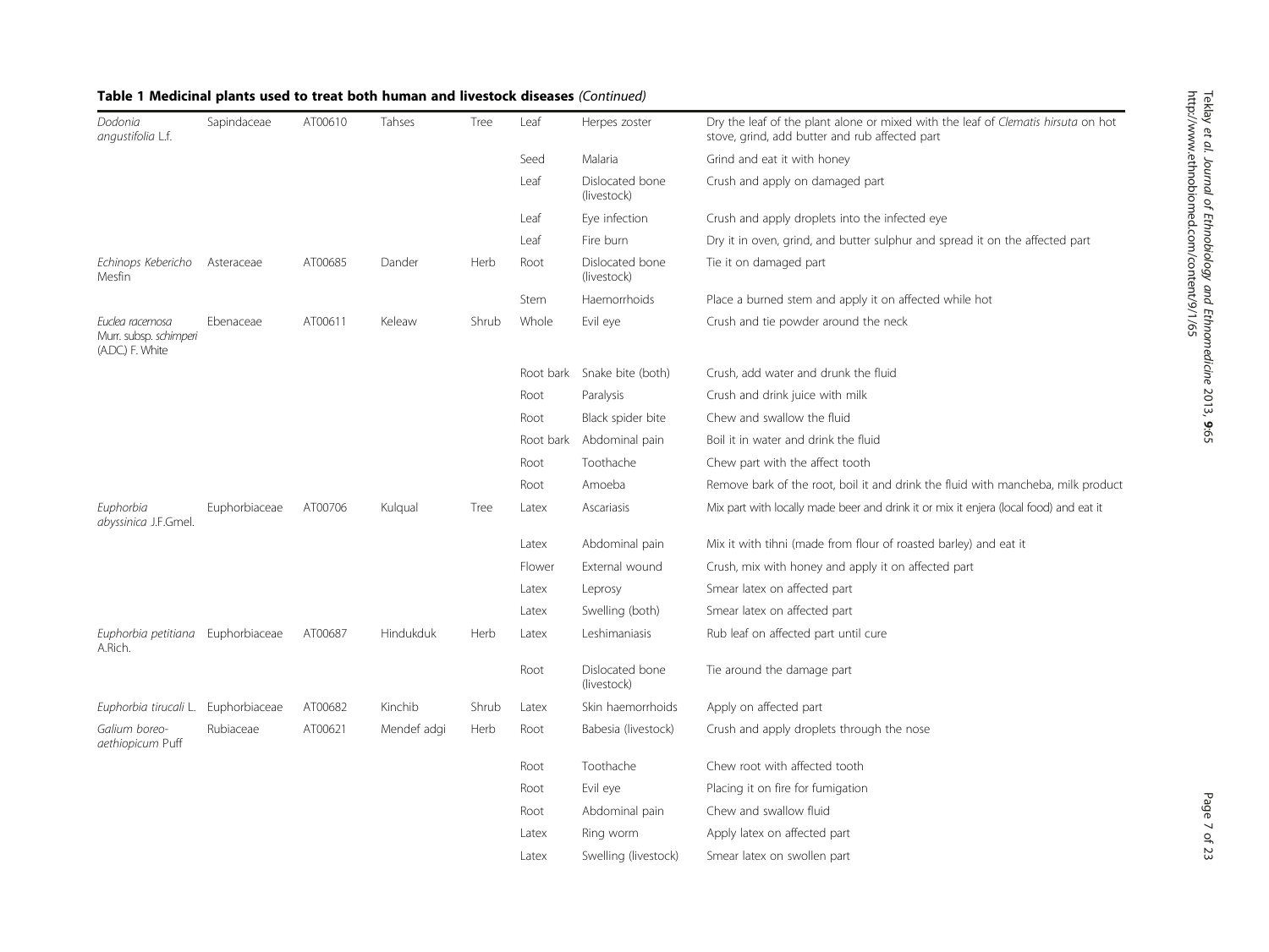**Table 1 Medicinal plants used to treat both human and livestock diseases** *(Continued)*

| | | | | | | | |
|---|---|---|---|---|---|---|---|
| *Dodonia angustifolia* L.f. | Sapindaceae | AT00610 | Tahses | Tree | Leaf | Herpes zoster | Dry the leaf of the plant alone or mixed with the leaf of *Clematis hirsuta* on hot stove, grind, add butter and rub affected part |
| | | | | | Seed | Malaria | Grind and eat it with honey |
| | | | | | Leaf | Dislocated bone (livestock) | Crush and apply on damaged part |
| | | | | | Leaf | Eye infection | Crush and apply droplets into the infected eye |
| | | | | | Leaf | Fire burn | Dry it in oven, grind, and butter sulphur and spread it on the affected part |
| *Echinops Kebericho* Mesfin | Asteraceae | AT00685 | Dander | Herb | Root | Dislocated bone (livestock) | Tie it on damaged part |
| | | | | | Stem | Haemorrhoids | Place a burned stem and apply it on affected while hot |
| *Euclea racemosa* Murr. subsp. *schimperi* (A.DC.) F. White | Ebenaceae | AT00611 | Keleaw | Shrub | Whole | Evil eye | Crush and tie powder around the neck |
| | | | | | Root bark | Snake bite (both) | Crush, add water and drunk the fluid |
| | | | | | Root | Paralysis | Crush and drink juice with milk |
| | | | | | Root | Black spider bite | Chew and swallow the fluid |
| | | | | | Root bark | Abdominal pain | Boil it in water and drink the fluid |
| | | | | | Root | Toothache | Chew part with the affect tooth |
| | | | | | Root | Amoeba | Remove bark of the root, boil it and drink the fluid with mancheba, milk product |
| *Euphorbia abyssinica* J.F.Gmel. | Euphorbiaceae | AT00706 | Kulqual | Tree | Latex | Ascariasis | Mix part with locally made beer and drink it or mix it enjera (local food) and eat it |
| | | | | | Latex | Abdominal pain | Mix it with tihni (made from flour of roasted barley) and eat it |
| | | | | | Flower | External wound | Crush, mix with honey and apply it on affected part |
| | | | | | Latex | Leprosy | Smear latex on affected part |
| | | | | | Latex | Swelling (both) | Smear latex on affected part |
| *Euphorbia petitiana* A.Rich. | Euphorbiaceae | AT00687 | Hindukduk | Herb | Latex | Leshimaniasis | Rub leaf on affected part until cure |
| | | | | | Root | Dislocated bone (livestock) | Tie around the damage part |
| *Euphorbia tirucali* L. | Euphorbiaceae | AT00682 | Kinchib | Shrub | Latex | Skin haemorrhoids | Apply on affected part |
| *Galium boreo-aethiopicum* Puff | Rubiaceae | AT00621 | Mendef adgi | Herb | Root | Babesia (livestock) | Crush and apply droplets through the nose |
| | | | | | Root | Toothache | Chew root with affected tooth |
| | | | | | Root | Evil eye | Placing it on fire for fumigation |
| | | | | | Root | Abdominal pain | Chew and swallow fluid |
| | | | | | Latex | Ring worm | Apply latex on affected part |
| | | | | | Latex | Swelling (livestock) | Smear latex on swollen part |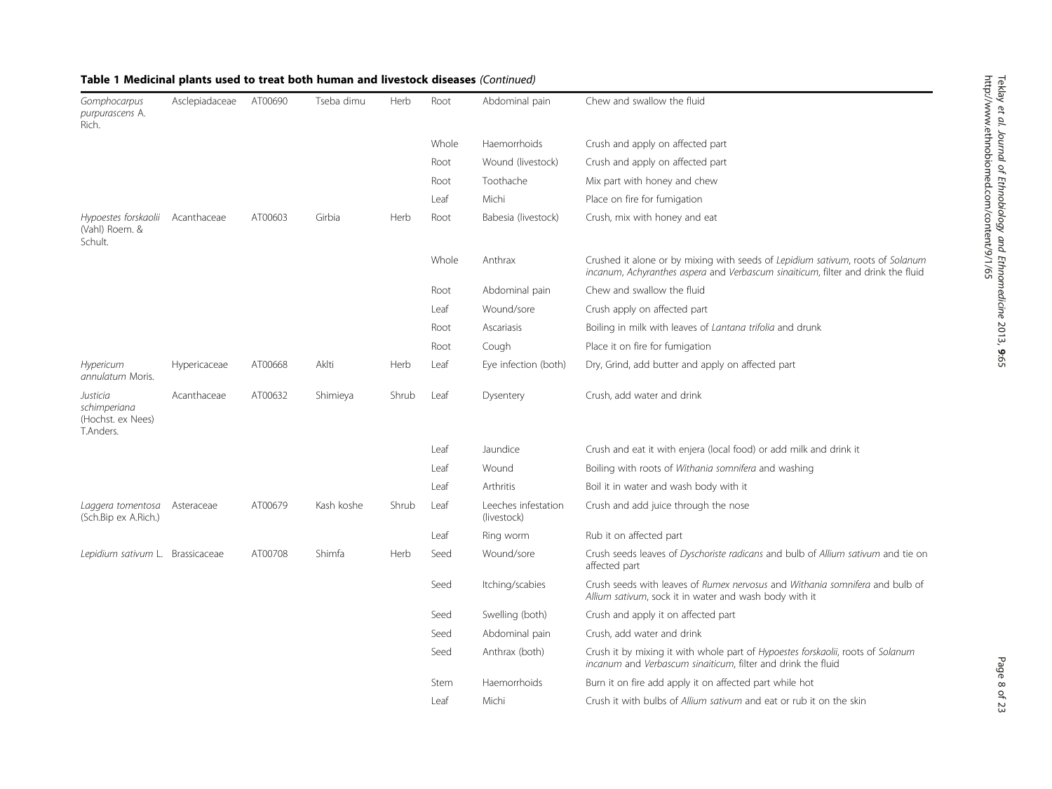## Table 1 Medicinal plants used to treat both human and livestock diseases *(Continued)*

| | | | | | | | |
|---|---|---|---|---|---|---|---|
| *Gomphocarpus purpurascens* A. Rich. | Asclepiadaceae | AT00690 | Tseba dimu | Herb | Root | Abdominal pain | Chew and swallow the fluid |
| | | | | | Whole | Haemorrhoids | Crush and apply on affected part |
| | | | | | Root | Wound (livestock) | Crush and apply on affected part |
| | | | | | Root | Toothache | Mix part with honey and chew |
| | | | | | Leaf | Michi | Place on fire for fumigation |
| *Hypoestes forskaolii* (Vahl) Roem. & Schult. | Acanthaceae | AT00603 | Girbia | Herb | Root | Babesia (livestock) | Crush, mix with honey and eat |
| | | | | | Whole | Anthrax | Crushed it alone or by mixing with seeds of *Lepidium sativum*, roots of *Solanum incanum*, *Achyranthes aspera* and *Verbascum sinaiticum*, filter and drink the fluid |
| | | | | | Root | Abdominal pain | Chew and swallow the fluid |
| | | | | | Leaf | Wound/sore | Crush apply on affected part |
| | | | | | Root | Ascariasis | Boiling in milk with leaves of *Lantana trifolia* and drunk |
| | | | | | Root | Cough | Place it on fire for fumigation |
| *Hypericum annulatum* Moris. | Hypericaceae | AT00668 | Aklti | Herb | Leaf | Eye infection (both) | Dry, Grind, add butter and apply on affected part |
| *Justicia schimperiana* (Hochst. ex Nees) T.Anders. | Acanthaceae | AT00632 | Shimieya | Shrub | Leaf | Dysentery | Crush, add water and drink |
| | | | | | Leaf | Jaundice | Crush and eat it with enjera (local food) or add milk and drink it |
| | | | | | Leaf | Wound | Boiling with roots of *Withania somnifera* and washing |
| | | | | | Leaf | Arthritis | Boil it in water and wash body with it |
| *Laggera tomentosa* (Sch.Bip ex A.Rich.) | Asteraceae | AT00679 | Kash koshe | Shrub | Leaf | Leeches infestation (livestock) | Crush and add juice through the nose |
| | | | | | Leaf | Ring worm | Rub it on affected part |
| *Lepidium sativum* L. | Brassicaceae | AT00708 | Shimfa | Herb | Seed | Wound/sore | Crush seeds leaves of *Dyschoriste radicans* and bulb of *Allium sativum* and tie on affected part |
| | | | | | Seed | Itching/scabies | Crush seeds with leaves of *Rumex nervosus* and *Withania somnifera* and bulb of *Allium sativum*, sock it in water and wash body with it |
| | | | | | Seed | Swelling (both) | Crush and apply it on affected part |
| | | | | | Seed | Abdominal pain | Crush, add water and drink |
| | | | | | Seed | Anthrax (both) | Crush it by mixing it with whole part of *Hypoestes forskaolii*, roots of *Solanum incanum* and *Verbascum sinaiticum*, filter and drink the fluid |
| | | | | | Stem | Haemorrhoids | Burn it on fire add apply it on affected part while hot |
| | | | | | Leaf | Michi | Crush it with bulbs of *Allium sativum* and eat or rub it on the skin |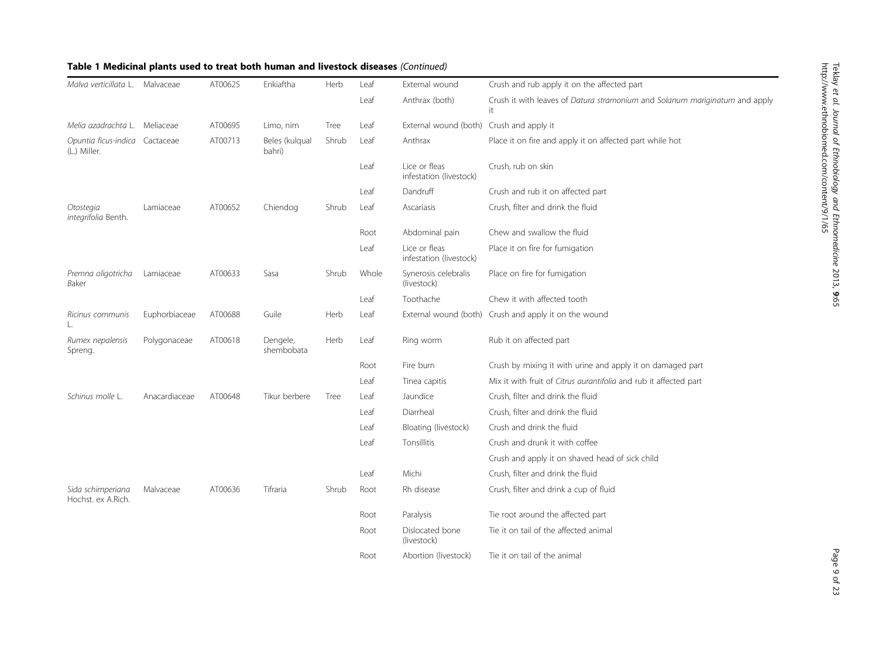**Table 1 Medicinal plants used to treat both human and livestock diseases** *(Continued)*

| | | | | | | | |
|---|---|---|---|---|---|---|---|
| *Malva verticillata* L. | Malvaceae | AT00625 | Enkiaftha | Herb | Leaf | External wound | Crush and rub apply it on the affected part |
| | | | | | Leaf | Anthrax (both) | Crush it with leaves of *Datura stramonium* and *Solanum mariginatum* and apply it |
| *Melia azadrachta* L. | Meliaceae | AT00695 | Limo, nim | Tree | Leaf | External wound (both) | Crush and apply it |
| *Opuntia ficus-indica* (L.) Miller. | Cactaceae | AT00713 | Beles (kulqual bahri) | Shrub | Leaf | Anthrax | Place it on fire and apply it on affected part while hot |
| | | | | | Leaf | Lice or fleas infestation (livestock) | Crush, rub on skin |
| | | | | | Leaf | Dandruff | Crush and rub it on affected part |
| *Otostegia integrifolia* Benth. | Lamiaceae | AT00652 | Chiendog | Shrub | Leaf | Ascariasis | Crush, filter and drink the fluid |
| | | | | | Root | Abdominal pain | Chew and swallow the fluid |
| | | | | | Leaf | Lice or fleas infestation (livestock) | Place it on fire for fumigation |
| *Premna oligotricha* Baker | Lamiaceae | AT00633 | Sasa | Shrub | Whole | Synerosis celebralis (livestock) | Place on fire for fumigation |
| | | | | | Leaf | Toothache | Chew it with affected tooth |
| *Ricinus communis* L. | Euphorbiaceae | AT00688 | Guile | Herb | Leaf | External wound (both) | Crush and apply it on the wound |
| *Rumex nepalensis* Spreng. | Polygonaceae | AT00618 | Dengele, shembobata | Herb | Leaf | Ring worm | Rub it on affected part |
| | | | | | Root | Fire burn | Crush by mixing it with urine and apply it on damaged part |
| | | | | | Leaf | Tinea capitis | Mix it with fruit of *Citrus aurantifolia* and rub it affected part |
| *Schinus molle* L. | Anacardiaceae | AT00648 | Tikur berbere | Tree | Leaf | Jaundice | Crush, filter and drink the fluid |
| | | | | | Leaf | Diarrheal | Crush, filter and drink the fluid |
| | | | | | Leaf | Bloating (livestock) | Crush and drink the fluid |
| | | | | | Leaf | Tonsillitis | Crush and drunk it with coffee |
| | | | | | | | Crush and apply it on shaved head of sick child |
| | | | | | Leaf | Michi | Crush, filter and drink the fluid |
| *Sida schimperiana* Hochst. ex A.Rich. | Malvaceae | AT00636 | Tifraria | Shrub | Root | Rh disease | Crush, filter and drink a cup of fluid |
| | | | | | Root | Paralysis | Tie root around the affected part |
| | | | | | Root | Dislocated bone (livestock) | Tie it on tail of the affected animal |
| | | | | | Root | Abortion (livestock) | Tie it on tail of the animal |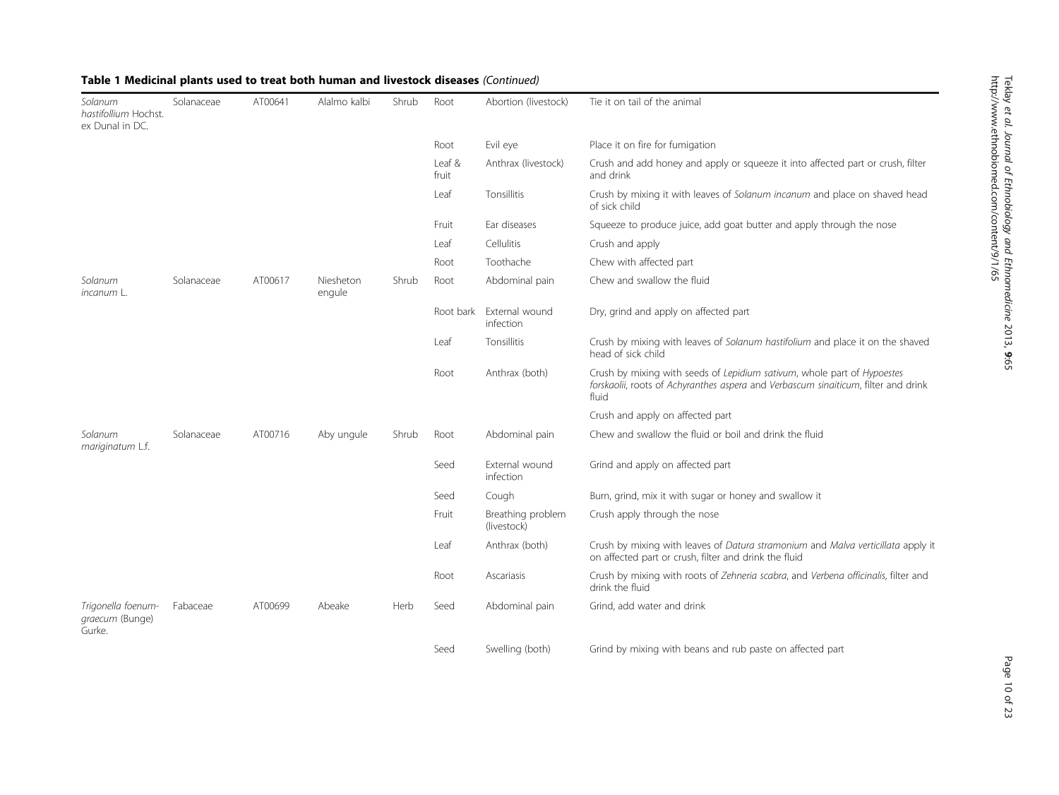**Table 1 Medicinal plants used to treat both human and livestock diseases** *(Continued)*

| | | | | | | | |
|---|---|---|---|---|---|---|---|
| *Solanum hastifollium* Hochst. ex Dunal in DC. | Solanaceae | AT00641 | Alalmo kalbi | Shrub | Root | Abortion (livestock) | Tie it on tail of the animal |
| | | | | | Root | Evil eye | Place it on fire for fumigation |
| | | | | | Leaf & fruit | Anthrax (livestock) | Crush and add honey and apply or squeeze it into affected part or crush, filter and drink |
| | | | | | Leaf | Tonsillitis | Crush by mixing it with leaves of *Solanum incanum* and place on shaved head of sick child |
| | | | | | Fruit | Ear diseases | Squeeze to produce juice, add goat butter and apply through the nose |
| | | | | | Leaf | Cellulitis | Crush and apply |
| | | | | | Root | Toothache | Chew with affected part |
| *Solanum incanum* L. | Solanaceae | AT00617 | Niesheton engule | Shrub | Root | Abdominal pain | Chew and swallow the fluid |
| | | | | | Root bark | External wound infection | Dry, grind and apply on affected part |
| | | | | | Leaf | Tonsillitis | Crush by mixing with leaves of *Solanum hastifolium* and place it on the shaved head of sick child |
| | | | | | Root | Anthrax (both) | Crush by mixing with seeds of *Lepidium sativum*, whole part of *Hypoestes forskaolii*, roots of *Achyranthes aspera* and *Verbascum sinaiticum*, filter and drink fluid |
| | | | | | | | Crush and apply on affected part |
| *Solanum mariginatum* L.f. | Solanaceae | AT00716 | Aby ungule | Shrub | Root | Abdominal pain | Chew and swallow the fluid or boil and drink the fluid |
| | | | | | Seed | External wound infection | Grind and apply on affected part |
| | | | | | Seed | Cough | Burn, grind, mix it with sugar or honey and swallow it |
| | | | | | Fruit | Breathing problem (livestock) | Crush apply through the nose |
| | | | | | Leaf | Anthrax (both) | Crush by mixing with leaves of *Datura stramonium* and *Malva verticillata* apply it on affected part or crush, filter and drink the fluid |
| | | | | | Root | Ascariasis | Crush by mixing with roots of *Zehneria scabra*, and *Verbena officinalis*, filter and drink the fluid |
| *Trigonella foenum-graecum* (Bunge) Gurke. | Fabaceae | AT00699 | Abeake | Herb | Seed | Abdominal pain | Grind, add water and drink |
| | | | | | Seed | Swelling (both) | Grind by mixing with beans and rub paste on affected part |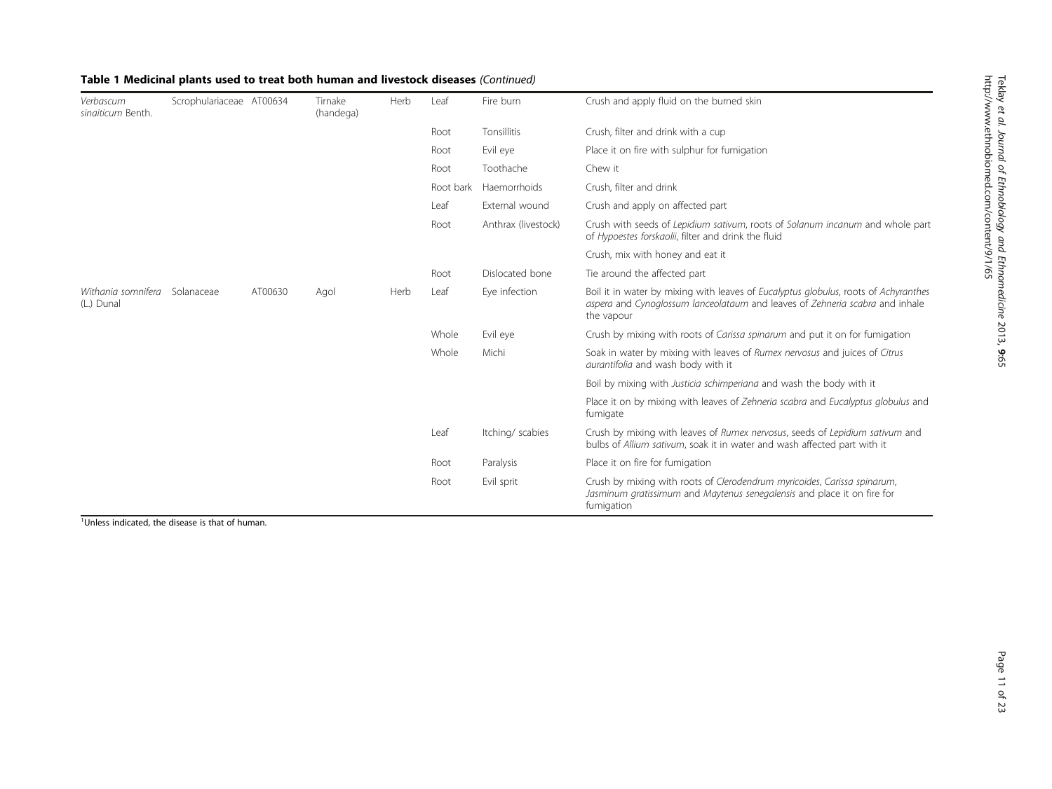**Table 1 Medicinal plants used to treat both human and livestock diseases** *(Continued)*

| | | | | | | | |
|---|---|---|---|---|---|---|---|
| *Verbascum sinaiticum* Benth. | Scrophulariaceae | AT00634 | Tirnake (handega) | Herb | Leaf | Fire burn | Crush and apply fluid on the burned skin |
| | | | | | Root | Tonsillitis | Crush, filter and drink with a cup |
| | | | | | Root | Evil eye | Place it on fire with sulphur for fumigation |
| | | | | | Root | Toothache | Chew it |
| | | | | | Root bark | Haemorrhoids | Crush, filter and drink |
| | | | | | Leaf | External wound | Crush and apply on affected part |
| | | | | | Root | Anthrax (livestock) | Crush with seeds of *Lepidium sativum*, roots of *Solanum incanum* and whole part of *Hypoestes forskaolii*, filter and drink the fluid |
| | | | | | | | Crush, mix with honey and eat it |
| | | | | | Root | Dislocated bone | Tie around the affected part |
| *Withania somnifera* (L.) Dunal | Solanaceae | AT00630 | Agol | Herb | Leaf | Eye infection | Boil it in water by mixing with leaves of *Eucalyptus globulus*, roots of *Achyranthes aspera* and *Cynoglossum lanceolataum* and leaves of *Zehneria scabra* and inhale the vapour |
| | | | | | Whole | Evil eye | Crush by mixing with roots of *Carissa spinarum* and put it on for fumigation |
| | | | | | Whole | Michi | Soak in water by mixing with leaves of *Rumex nervosus* and juices of *Citrus aurantifolia* and wash body with it |
| | | | | | | | Boil by mixing with *Justicia schimperiana* and wash the body with it |
| | | | | | | | Place it on by mixing with leaves of *Zehneria scabra* and *Eucalyptus globulus* and fumigate |
| | | | | | Leaf | Itching/ scabies | Crush by mixing with leaves of *Rumex nervosus*, seeds of *Lepidium sativum* and bulbs of *Allium sativum*, soak it in water and wash affected part with it |
| | | | | | Root | Paralysis | Place it on fire for fumigation |
| | | | | | Root | Evil sprit | Crush by mixing with roots of *Clerodendrum myricoides*, *Carissa spinarum*, *Jasminum gratissimum* and *Maytenus senegalensis* and place it on fire for fumigation |

[1]Unless indicated, the disease is that of human.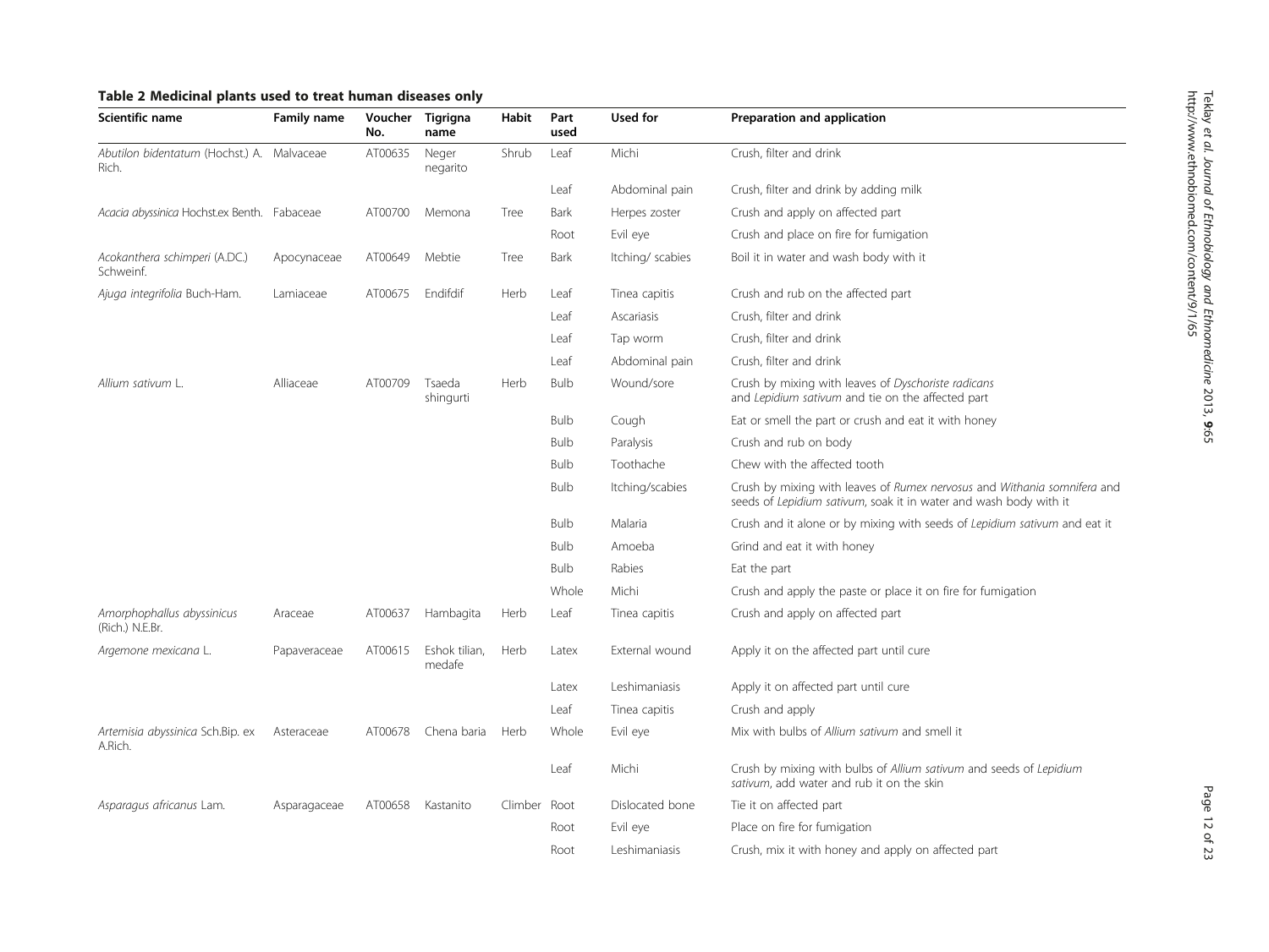**Table 2 Medicinal plants used to treat human diseases only**

| Scientific name | Family name | Voucher No. | Tigrigna name | Habit | Part used | Used for | Preparation and application |
|---|---|---|---|---|---|---|---|
| *Abutilon bidentatum* (Hochst.) A. Rich. | Malvaceae | AT00635 | Neger negarito | Shrub | Leaf | Michi | Crush, filter and drink |
| | | | | | Leaf | Abdominal pain | Crush, filter and drink by adding milk |
| *Acacia abyssinica* Hochst.ex Benth. | Fabaceae | AT00700 | Memona | Tree | Bark | Herpes zoster | Crush and apply on affected part |
| | | | | | Root | Evil eye | Crush and place on fire for fumigation |
| *Acokanthera schimperi* (A.DC.) Schweinf. | Apocynaceae | AT00649 | Mebtie | Tree | Bark | Itching/ scabies | Boil it in water and wash body with it |
| *Ajuga integrifolia* Buch-Ham. | Lamiaceae | AT00675 | Endifdif | Herb | Leaf | Tinea capitis | Crush and rub on the affected part |
| | | | | | Leaf | Ascariasis | Crush, filter and drink |
| | | | | | Leaf | Tap worm | Crush, filter and drink |
| | | | | | Leaf | Abdominal pain | Crush, filter and drink |
| *Allium sativum* L. | Alliaceae | AT00709 | Tsaeda shingurti | Herb | Bulb | Wound/sore | Crush by mixing with leaves of *Dyschoriste radicans* and *Lepidium sativum* and tie on the affected part |
| | | | | | Bulb | Cough | Eat or smell the part or crush and eat it with honey |
| | | | | | Bulb | Paralysis | Crush and rub on body |
| | | | | | Bulb | Toothache | Chew with the affected tooth |
| | | | | | Bulb | Itching/scabies | Crush by mixing with leaves of *Rumex nervosus* and *Withania somnifera* and seeds of *Lepidium sativum*, soak it in water and wash body with it |
| | | | | | Bulb | Malaria | Crush and it alone or by mixing with seeds of *Lepidium sativum* and eat it |
| | | | | | Bulb | Amoeba | Grind and eat it with honey |
| | | | | | Bulb | Rabies | Eat the part |
| | | | | | Whole | Michi | Crush and apply the paste or place it on fire for fumigation |
| *Amorphophallus abyssinicus* (Rich.) N.E.Br. | Araceae | AT00637 | Hambagita | Herb | Leaf | Tinea capitis | Crush and apply on affected part |
| *Argemone mexicana* L. | Papaveraceae | AT00615 | Eshok tilian, medafe | Herb | Latex | External wound | Apply it on the affected part until cure |
| | | | | | Latex | Leshimaniasis | Apply it on affected part until cure |
| | | | | | Leaf | Tinea capitis | Crush and apply |
| *Artemisia abyssinica* Sch.Bip. ex A.Rich. | Asteraceae | AT00678 | Chena baria | Herb | Whole | Evil eye | Mix with bulbs of *Allium sativum* and smell it |
| | | | | | Leaf | Michi | Crush by mixing with bulbs of *Allium sativum* and seeds of *Lepidium sativum*, add water and rub it on the skin |
| *Asparagus africanus* Lam. | Asparagaceae | AT00658 | Kastanito | Climber | Root | Dislocated bone | Tie it on affected part |
| | | | | | Root | Evil eye | Place on fire for fumigation |
| | | | | | Root | Leshimaniasis | Crush, mix it with honey and apply on affected part |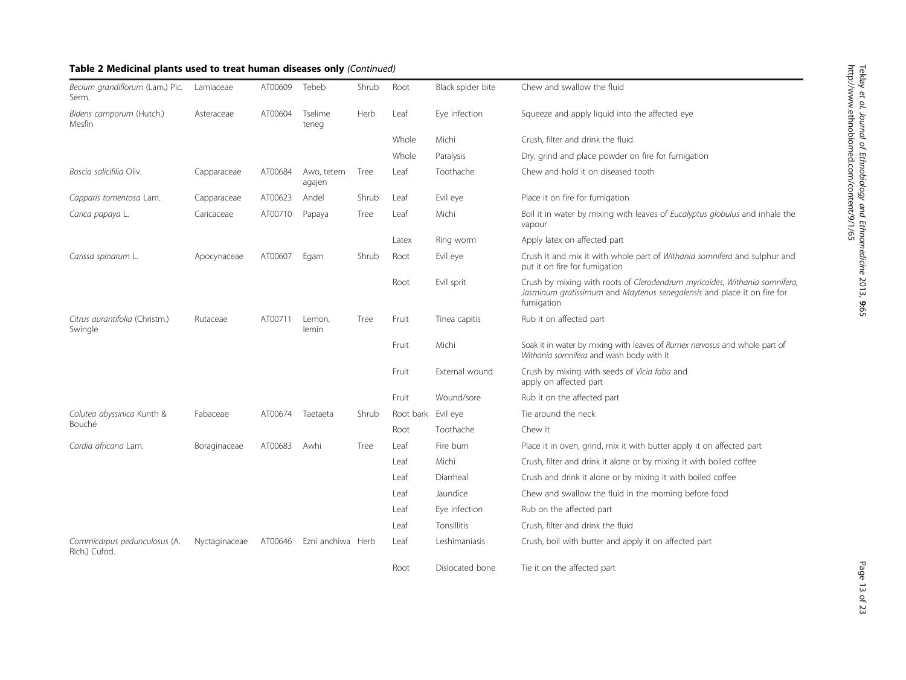**Table 2 Medicinal plants used to treat human diseases only** *(Continued)*

| | | | | | | | |
|---|---|---|---|---|---|---|---|
| *Becium grandiflorum* (Lam.) Pic. Serm. | Lamiaceae | AT00609 | Tebeb | Shrub | Root | Black spider bite | Chew and swallow the fluid |
| *Bidens camporum* (Hutch.) Mesfin | Asteraceae | AT00604 | Tselime teneg | Herb | Leaf | Eye infection | Squeeze and apply liquid into the affected eye |
| | | | | | Whole | Michi | Crush, filter and drink the fluid. |
| | | | | | Whole | Paralysis | Dry, grind and place powder on fire for fumigation |
| *Boscia salicifilia* Oliv. | Capparaceae | AT00684 | Awo, tetem agajen | Tree | Leaf | Toothache | Chew and hold it on diseased tooth |
| *Capparis tomentosa* Lam. | Capparaceae | AT00623 | Andel | Shrub | Leaf | Evil eye | Place it on fire for fumigation |
| *Carica papaya* L. | Caricaceae | AT00710 | Papaya | Tree | Leaf | Michi | Boil it in water by mixing with leaves of *Eucalyptus globulus* and inhale the vapour |
| | | | | | Latex | Ring worm | Apply latex on affected part |
| *Carissa spinarum* L. | Apocynaceae | AT00607 | Egam | Shrub | Root | Evil eye | Crush it and mix it with whole part of *Withania somnifera* and sulphur and put it on fire for fumigation |
| | | | | | Root | Evil sprit | Crush by mixing with roots of *Clerodendrum myricoides*, *Withania somnifera*, *Jasminum gratissimum* and *Maytenus senegalensis* and place it on fire for fumigation |
| *Citrus aurantifolia* (Christm.) Swingle | Rutaceae | AT00711 | Lemon, lemin | Tree | Fruit | Tinea capitis | Rub it on affected part |
| | | | | | Fruit | Michi | Soak it in water by mixing with leaves of *Rumex nervosus* and whole part of *Withania somnifera* and wash body with it |
| | | | | | Fruit | External wound | Crush by mixing with seeds of *Vicia faba* and apply on affected part |
| | | | | | Fruit | Wound/sore | Rub it on the affected part |
| *Colutea abyssinica* Kunth & Bouché | Fabaceae | AT00674 | Taetaeta | Shrub | Root bark | Evil eye | Tie around the neck |
| | | | | | Root | Toothache | Chew it |
| *Cordia africana* Lam. | Boraginaceae | AT00683 | Awhi | Tree | Leaf | Fire burn | Place it in oven, grind, mix it with butter apply it on affected part |
| | | | | | Leaf | Michi | Crush, filter and drink it alone or by mixing it with boiled coffee |
| | | | | | Leaf | Diarrheal | Crush and drink it alone or by mixing it with boiled coffee |
| | | | | | Leaf | Jaundice | Chew and swallow the fluid in the morning before food |
| | | | | | Leaf | Eye infection | Rub on the affected part |
| | | | | | Leaf | Tonsillitis | Crush, filter and drink the fluid |
| *Commicarpus pedunculosus* (A. Rich.) Cufod. | Nyctaginaceae | AT00646 | Ezni anchiwa | Herb | Leaf | Leshimaniasis | Crush, boil with butter and apply it on affected part |
| | | | | | Root | Dislocated bone | Tie it on the affected part |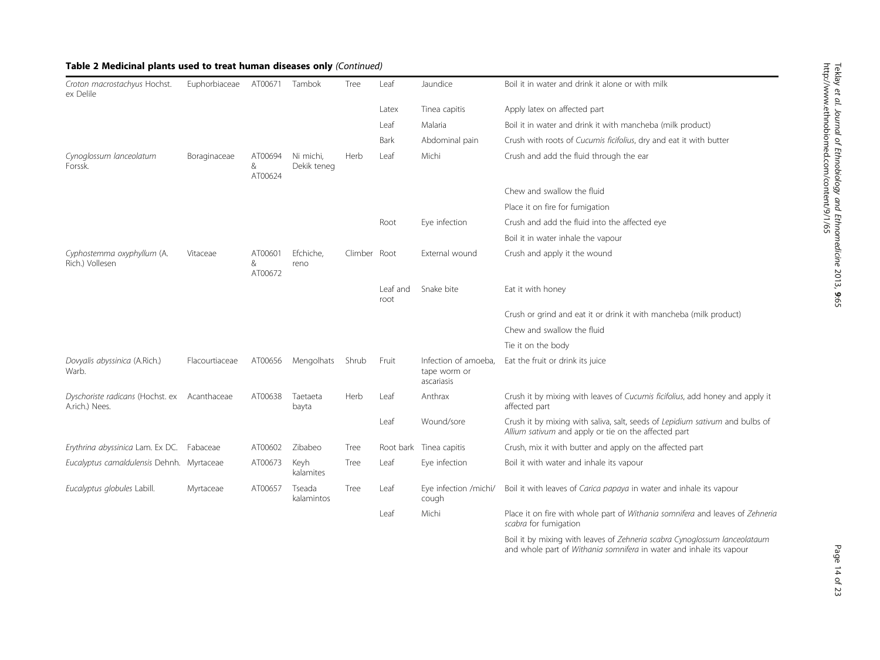**Table 2 Medicinal plants used to treat human diseases only** *(Continued)*

| | | | | | | | |
|---|---|---|---|---|---|---|---|
| *Croton macrostachyus* Hochst. ex Delile | Euphorbiaceae | AT00671 | Tambok | Tree | Leaf | Jaundice | Boil it in water and drink it alone or with milk |
| | | | | | Latex | Tinea capitis | Apply latex on affected part |
| | | | | | Leaf | Malaria | Boil it in water and drink it with mancheba (milk product) |
| | | | | | Bark | Abdominal pain | Crush with roots of *Cucumis ficifolius*, dry and eat it with butter |
| *Cynoglossum lanceolatum* Forssk. | Boraginaceae | AT00694 & AT00624 | Ni michi, Dekik teneg | Herb | Leaf | Michi | Crush and add the fluid through the ear |
| | | | | | | | Chew and swallow the fluid |
| | | | | | | | Place it on fire for fumigation |
| | | | | | Root | Eye infection | Crush and add the fluid into the affected eye |
| | | | | | | | Boil it in water inhale the vapour |
| *Cyphostemma oxyphyllum* (A. Rich.) Vollesen | Vitaceae | AT00601 & AT00672 | Efchiche, reno | Climber | Root | External wound | Crush and apply it the wound |
| | | | | | Leaf and root | Snake bite | Eat it with honey |
| | | | | | | | Crush or grind and eat it or drink it with mancheba (milk product) |
| | | | | | | | Chew and swallow the fluid |
| | | | | | | | Tie it on the body |
| *Dovyalis abyssinica* (A.Rich.) Warb. | Flacourtiaceae | AT00656 | Mengolhats | Shrub | Fruit | Infection of amoeba, tape worm or ascariasis | Eat the fruit or drink its juice |
| *Dyschoriste radicans* (Hochst. ex A.rich.) Nees. | Acanthaceae | AT00638 | Taetaeta bayta | Herb | Leaf | Anthrax | Crush it by mixing with leaves of *Cucumis ficifolius*, add honey and apply it affected part |
| | | | | | Leaf | Wound/sore | Crush it by mixing with saliva, salt, seeds of *Lepidium sativum* and bulbs of *Allium sativum* and apply or tie on the affected part |
| *Erythrina abyssinica* Lam. Ex DC. | Fabaceae | AT00602 | Zibabeo | Tree | Root bark | Tinea capitis | Crush, mix it with butter and apply on the affected part |
| *Eucalyptus camaldulensis* Dehnh. | Myrtaceae | AT00673 | Keyh kalamites | Tree | Leaf | Eye infection | Boil it with water and inhale its vapour |
| *Eucalyptus globules* Labill. | Myrtaceae | AT00657 | Tseada kalamintos | Tree | Leaf | Eye infection /michi/ cough | Boil it with leaves of *Carica papaya* in water and inhale its vapour |
| | | | | | Leaf | Michi | Place it on fire with whole part of *Withania somnifera* and leaves of *Zehneria scabra* for fumigation |
| | | | | | | | Boil it by mixing with leaves of *Zehneria scabra Cynoglossum lanceolataum* and whole part of *Withania somnifera* in water and inhale its vapour |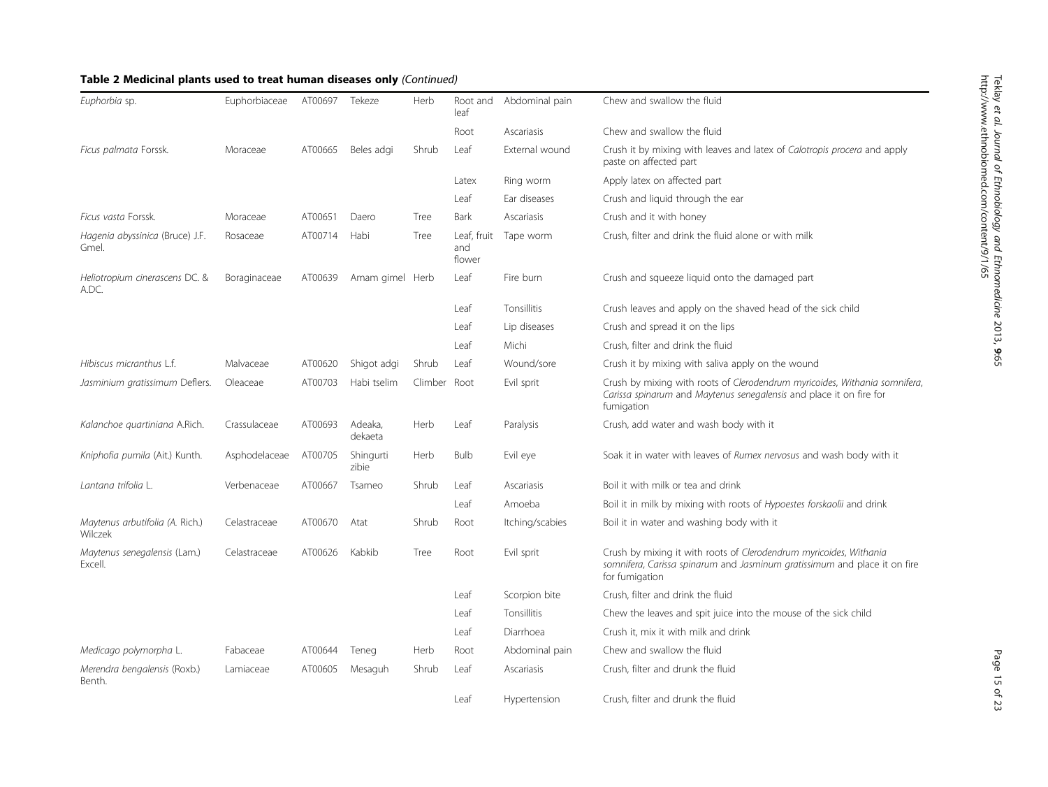**Table 2 Medicinal plants used to treat human diseases only** *(Continued)*

| | | | | | | | |
|---|---|---|---|---|---|---|---|
| *Euphorbia* sp. | Euphorbiaceae | AT00697 | Tekeze | Herb | Root and leaf | Abdominal pain | Chew and swallow the fluid |
| | | | | | Root | Ascariasis | Chew and swallow the fluid |
| *Ficus palmata* Forssk. | Moraceae | AT00665 | Beles adgi | Shrub | Leaf | External wound | Crush it by mixing with leaves and latex of *Calotropis procera* and apply paste on affected part |
| | | | | | Latex | Ring worm | Apply latex on affected part |
| | | | | | Leaf | Ear diseases | Crush and liquid through the ear |
| *Ficus vasta* Forssk. | Moraceae | AT00651 | Daero | Tree | Bark | Ascariasis | Crush and it with honey |
| *Hagenia abyssinica* (Bruce) J.F. Gmel. | Rosaceae | AT00714 | Habi | Tree | Leaf, fruit and flower | Tape worm | Crush, filter and drink the fluid alone or with milk |
| *Heliotropium cinerascens* DC. & A.DC. | Boraginaceae | AT00639 | Amam gimel | Herb | Leaf | Fire burn | Crush and squeeze liquid onto the damaged part |
| | | | | | Leaf | Tonsillitis | Crush leaves and apply on the shaved head of the sick child |
| | | | | | Leaf | Lip diseases | Crush and spread it on the lips |
| | | | | | Leaf | Michi | Crush, filter and drink the fluid |
| *Hibiscus micranthus* L.f. | Malvaceae | AT00620 | Shigot adgi | Shrub | Leaf | Wound/sore | Crush it by mixing with saliva apply on the wound |
| *Jasminium gratissimum* Deflers. | Oleaceae | AT00703 | Habi tselim | Climber | Root | Evil sprit | Crush by mixing with roots of *Clerodendrum myricoides*, *Withania somnifera*, *Carissa spinarum* and *Maytenus senegalensis* and place it on fire for fumigation |
| *Kalanchoe quartiniana* A.Rich. | Crassulaceae | AT00693 | Adeaka, dekaeta | Herb | Leaf | Paralysis | Crush, add water and wash body with it |
| *Kniphofia pumila* (Ait.) Kunth. | Asphodelaceae | AT00705 | Shingurti zibie | Herb | Bulb | Evil eye | Soak it in water with leaves of *Rumex nervosus* and wash body with it |
| *Lantana trifolia* L. | Verbenaceae | AT00667 | Tsameo | Shrub | Leaf | Ascariasis | Boil it with milk or tea and drink |
| | | | | | Leaf | Amoeba | Boil it in milk by mixing with roots of *Hypoestes forskaolii* and drink |
| *Maytenus arbutifolia (A.* Rich.) Wilczek | Celastraceae | AT00670 | Atat | Shrub | Root | Itching/scabies | Boil it in water and washing body with it |
| *Maytenus senegalensis* (Lam.) Excell. | Celastraceae | AT00626 | Kabkib | Tree | Root | Evil sprit | Crush by mixing it with roots of *Clerodendrum myricoides*, *Withania somnifera*, *Carissa spinarum* and *Jasminum gratissimum* and place it on fire for fumigation |
| | | | | | Leaf | Scorpion bite | Crush, filter and drink the fluid |
| | | | | | Leaf | Tonsillitis | Chew the leaves and spit juice into the mouse of the sick child |
| | | | | | Leaf | Diarrhoea | Crush it, mix it with milk and drink |
| *Medicago polymorpha* L. | Fabaceae | AT00644 | Teneg | Herb | Root | Abdominal pain | Chew and swallow the fluid |
| *Merendra bengalensis* (Roxb.) Benth. | Lamiaceae | AT00605 | Mesaguh | Shrub | Leaf | Ascariasis | Crush, filter and drunk the fluid |
| | | | | | Leaf | Hypertension | Crush, filter and drunk the fluid |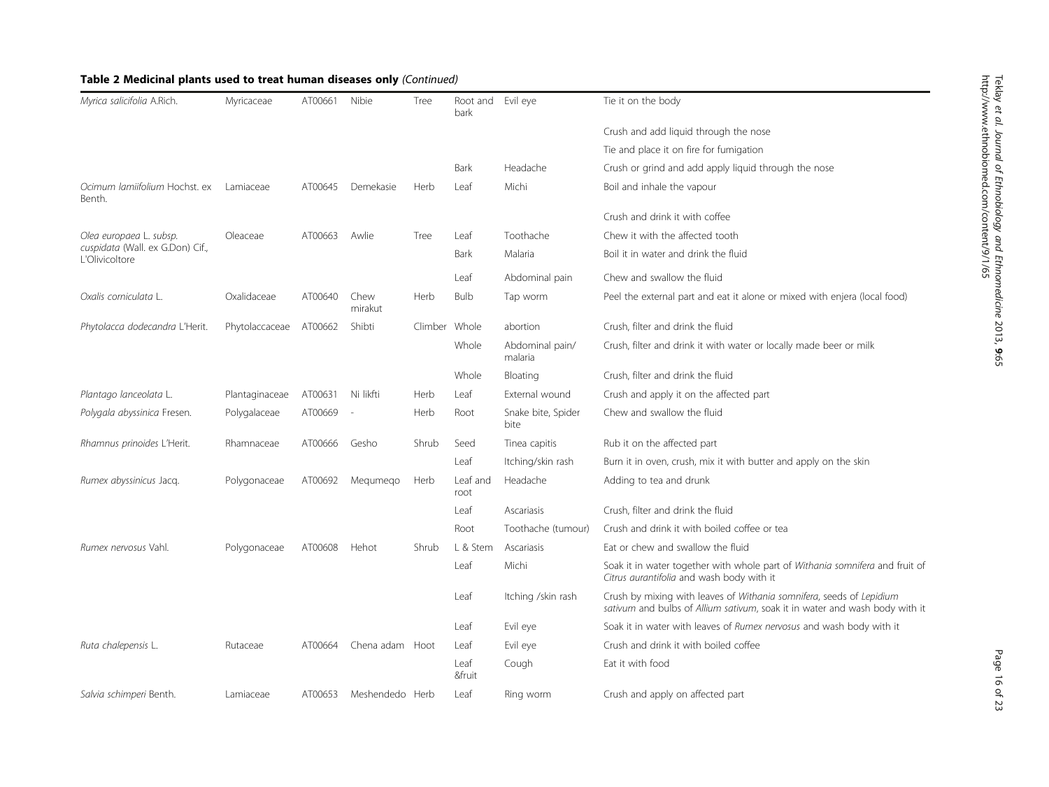**Table 2 Medicinal plants used to treat human diseases only** *(Continued)*

| | | | | | | | |
|---|---|---|---|---|---|---|---|
| *Myrica salicifolia* A.Rich. | Myricaceae | AT00661 | Nibie | Tree | Root and bark | Evil eye | Tie it on the body |
| | | | | | | | Crush and add liquid through the nose |
| | | | | | | | Tie and place it on fire for fumigation |
| | | | | | Bark | Headache | Crush or grind and add apply liquid through the nose |
| *Ocimum lamiifolium* Hochst. ex Benth. | Lamiaceae | AT00645 | Demekasie | Herb | Leaf | Michi | Boil and inhale the vapour |
| | | | | | | | Crush and drink it with coffee |
| *Olea europaea* L. subsp. *cuspidata* (Wall. ex G.Don) Cif., L'Olivicoltore | Oleaceae | AT00663 | Awlie | Tree | Leaf | Toothache | Chew it with the affected tooth |
| | | | | | Bark | Malaria | Boil it in water and drink the fluid |
| | | | | | Leaf | Abdominal pain | Chew and swallow the fluid |
| *Oxalis corniculata* L. | Oxalidaceae | AT00640 | Chew mirakut | Herb | Bulb | Tap worm | Peel the external part and eat it alone or mixed with enjera (local food) |
| *Phytolacca dodecandra* L'Herit. | Phytolaccaceae | AT00662 | Shibti | Climber | Whole | abortion | Crush, filter and drink the fluid |
| | | | | | Whole | Abdominal pain/ malaria | Crush, filter and drink it with water or locally made beer or milk |
| | | | | | Whole | Bloating | Crush, filter and drink the fluid |
| *Plantago lanceolata* L. | Plantaginaceae | AT00631 | Ni likfti | Herb | Leaf | External wound | Crush and apply it on the affected part |
| *Polygala abyssinica* Fresen. | Polygalaceae | AT00669 | - | Herb | Root | Snake bite, Spider bite | Chew and swallow the fluid |
| *Rhamnus prinoides* L'Herit. | Rhamnaceae | AT00666 | Gesho | Shrub | Seed | Tinea capitis | Rub it on the affected part |
| | | | | | Leaf | Itching/skin rash | Burn it in oven, crush, mix it with butter and apply on the skin |
| *Rumex abyssinicus* Jacq. | Polygonaceae | AT00692 | Mequmeqo | Herb | Leaf and root | Headache | Adding to tea and drunk |
| | | | | | Leaf | Ascariasis | Crush, filter and drink the fluid |
| | | | | | Root | Toothache (tumour) | Crush and drink it with boiled coffee or tea |
| *Rumex nervosus* Vahl. | Polygonaceae | AT00608 | Hehot | Shrub | L & Stem | Ascariasis | Eat or chew and swallow the fluid |
| | | | | | Leaf | Michi | Soak it in water together with whole part of *Withania somnifera* and fruit of *Citrus aurantifolia* and wash body with it |
| | | | | | Leaf | Itching /skin rash | Crush by mixing with leaves of *Withania somnifera*, seeds of *Lepidium sativum* and bulbs of *Allium sativum*, soak it in water and wash body with it |
| | | | | | Leaf | Evil eye | Soak it in water with leaves of *Rumex nervosus* and wash body with it |
| *Ruta chalepensis* L. | Rutaceae | AT00664 | Chena adam | Hoot | Leaf | Evil eye | Crush and drink it with boiled coffee |
| | | | | | Leaf &fruit | Cough | Eat it with food |
| *Salvia schimperi* Benth. | Lamiaceae | AT00653 | Meshendedo | Herb | Leaf | Ring worm | Crush and apply on affected part |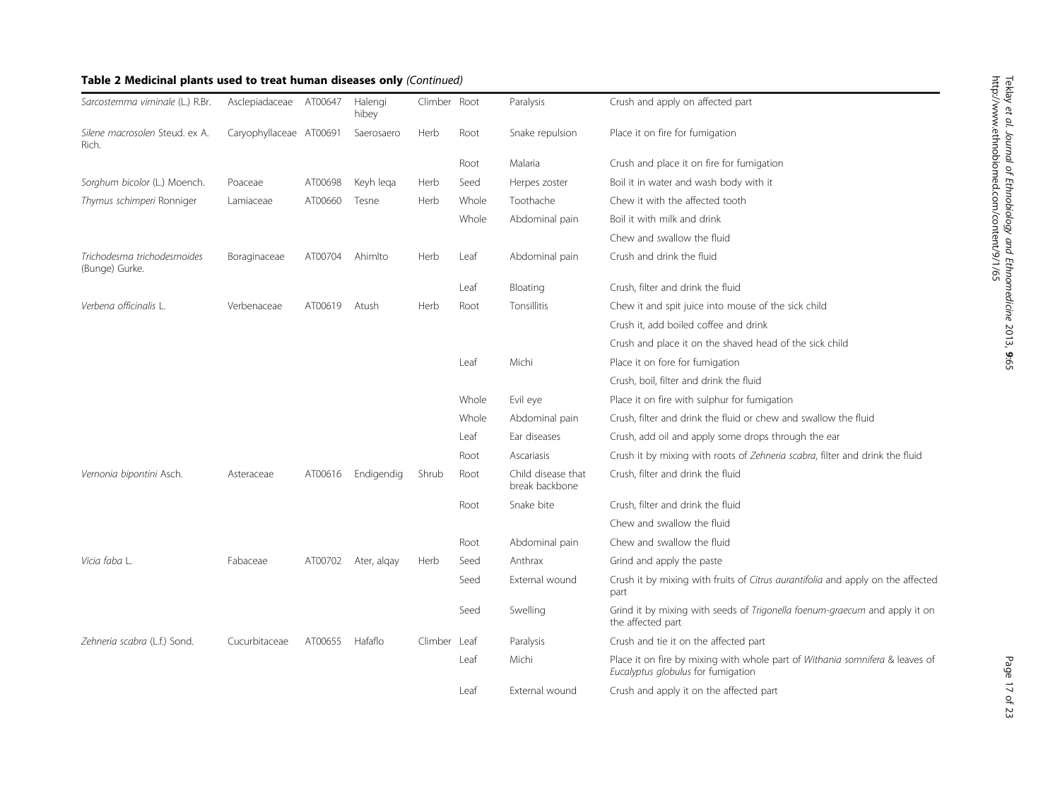**Table 2 Medicinal plants used to treat human diseases only** *(Continued)*

| | | | | | | | |
|---|---|---|---|---|---|---|---|
| *Sarcostemma viminale* (L.) R.Br. | Asclepiadaceae | AT00647 | Halengi hibey | Climber | Root | Paralysis | Crush and apply on affected part |
| *Silene macrosolen* Steud. ex A. Rich. | Caryophyllaceae | AT00691 | Saerosaero | Herb | Root | Snake repulsion | Place it on fire for fumigation |
| | | | | | Root | Malaria | Crush and place it on fire for fumigation |
| *Sorghum bicolor* (L.) Moench. | Poaceae | AT00698 | Keyh leqa | Herb | Seed | Herpes zoster | Boil it in water and wash body with it |
| *Thymus schimperi* Ronniger | Lamiaceae | AT00660 | Tesne | Herb | Whole | Toothache | Chew it with the affected tooth |
| | | | | | Whole | Abdominal pain | Boil it with milk and drink |
| | | | | | | | Chew and swallow the fluid |
| *Trichodesma trichodesmoides* (Bunge) Gurke. | Boraginaceae | AT00704 | Ahimlto | Herb | Leaf | Abdominal pain | Crush and drink the fluid |
| | | | | | Leaf | Bloating | Crush, filter and drink the fluid |
| *Verbena officinalis* L. | Verbenaceae | AT00619 | Atush | Herb | Root | Tonsillitis | Chew it and spit juice into mouse of the sick child |
| | | | | | | | Crush it, add boiled coffee and drink |
| | | | | | | | Crush and place it on the shaved head of the sick child |
| | | | | | Leaf | Michi | Place it on fore for fumigation |
| | | | | | | | Crush, boil, filter and drink the fluid |
| | | | | | Whole | Evil eye | Place it on fire with sulphur for fumigation |
| | | | | | Whole | Abdominal pain | Crush, filter and drink the fluid or chew and swallow the fluid |
| | | | | | Leaf | Ear diseases | Crush, add oil and apply some drops through the ear |
| | | | | | Root | Ascariasis | Crush it by mixing with roots of *Zehneria scabra*, filter and drink the fluid |
| *Vernonia bipontini* Asch. | Asteraceae | AT00616 | Endigendig | Shrub | Root | Child disease that break backbone | Crush, filter and drink the fluid |
| | | | | | Root | Snake bite | Crush, filter and drink the fluid |
| | | | | | | | Chew and swallow the fluid |
| | | | | | Root | Abdominal pain | Chew and swallow the fluid |
| *Vicia faba* L. | Fabaceae | AT00702 | Ater, alqay | Herb | Seed | Anthrax | Grind and apply the paste |
| | | | | | Seed | External wound | Crush it by mixing with fruits of *Citrus aurantifolia* and apply on the affected part |
| | | | | | Seed | Swelling | Grind it by mixing with seeds of *Trigonella foenum-graecum* and apply it on the affected part |
| *Zehneria scabra* (L.f.) Sond. | Cucurbitaceae | AT00655 | Hafaflo | Climber | Leaf | Paralysis | Crush and tie it on the affected part |
| | | | | | Leaf | Michi | Place it on fire by mixing with whole part of *Withania somnifera* & leaves of *Eucalyptus globulus* for fumigation |
| | | | | | Leaf | External wound | Crush and apply it on the affected part |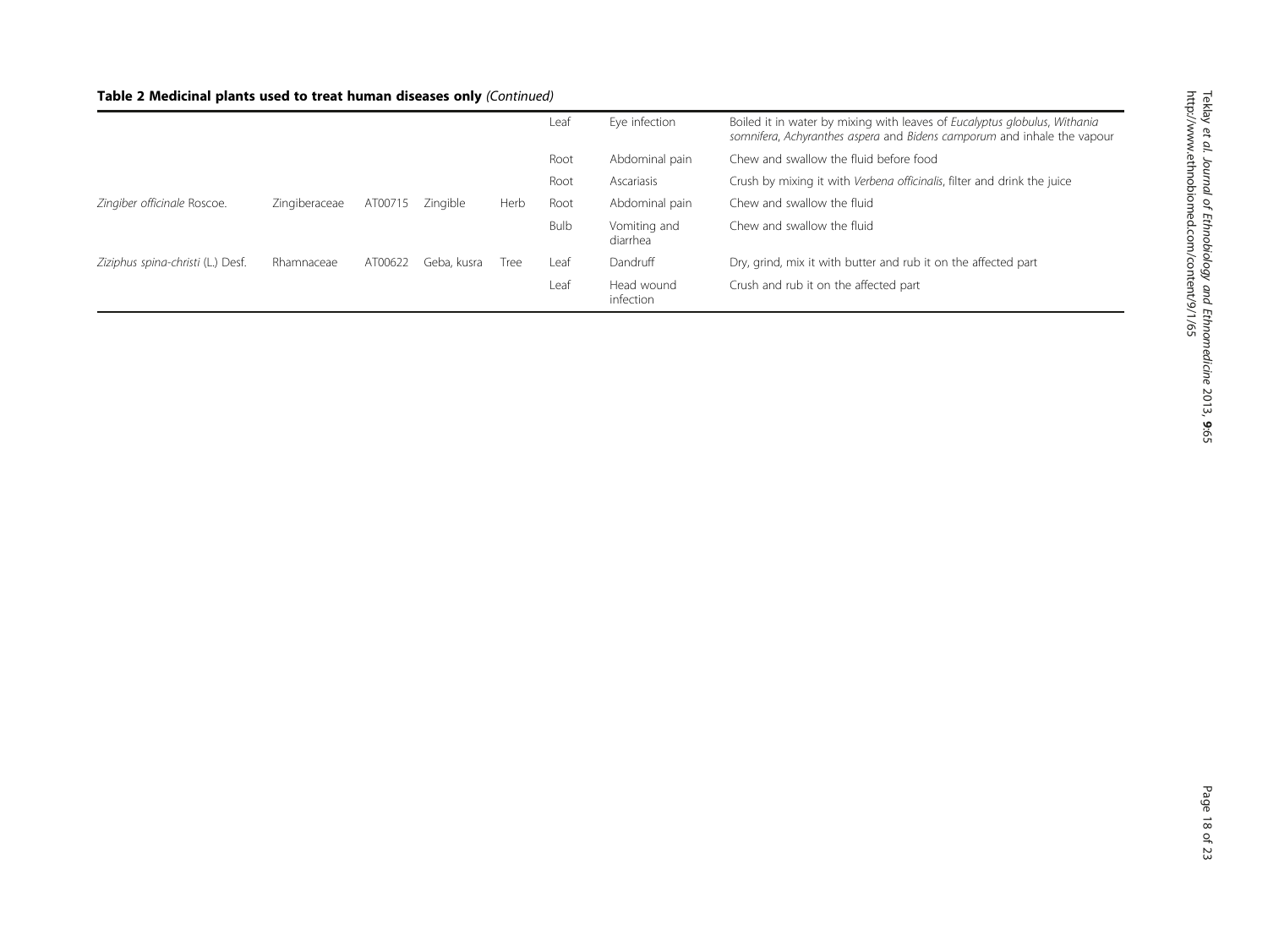**Table 2 Medicinal plants used to treat human diseases only** *(Continued)*

| | | | | | | | |
|---|---|---|---|---|---|---|---|
| | | | | | Leaf | Eye infection | Boiled it in water by mixing with leaves of *Eucalyptus globulus*, *Withania somnifera*, *Achyranthes aspera* and *Bidens camporum* and inhale the vapour |
| | | | | | Root | Abdominal pain | Chew and swallow the fluid before food |
| | | | | | Root | Ascariasis | Crush by mixing it with *Verbena officinalis*, filter and drink the juice |
| *Zingiber officinale* Roscoe. | Zingiberaceae | AT00715 | Zingible | Herb | Root | Abdominal pain | Chew and swallow the fluid |
| | | | | | Bulb | Vomiting and diarrhea | Chew and swallow the fluid |
| *Ziziphus spina-christi* (L.) Desf. | Rhamnaceae | AT00622 | Geba, kusra | Tree | Leaf | Dandruff | Dry, grind, mix it with butter and rub it on the affected part |
| | | | | | Leaf | Head wound infection | Crush and rub it on the affected part |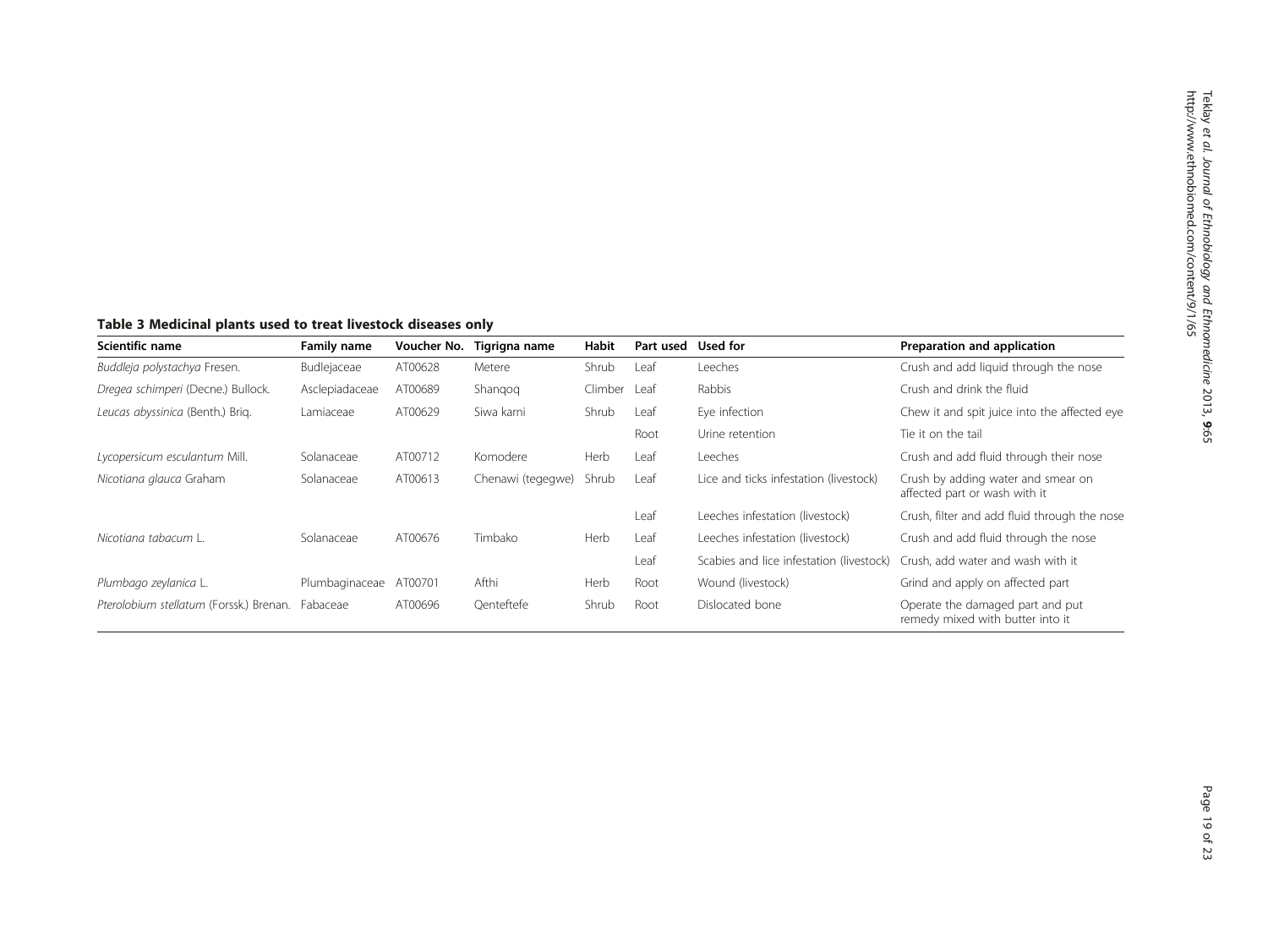**Table 3 Medicinal plants used to treat livestock diseases only**

| Scientific name | Family name | Voucher No. | Tigrigna name | Habit | Part used | Used for | Preparation and application |
|---|---|---|---|---|---|---|---|
| *Buddleja polystachya* Fresen. | Budlejaceae | AT00628 | Metere | Shrub | Leaf | Leeches | Crush and add liquid through the nose |
| *Dregea schimperi* (Decne.) Bullock. | Asclepiadaceae | AT00689 | Shanqoq | Climber | Leaf | Rabbis | Crush and drink the fluid |
| *Leucas abyssinica* (Benth.) Briq. | Lamiaceae | AT00629 | Siwa karni | Shrub | Leaf | Eye infection | Chew it and spit juice into the affected eye |
| | | | | | Root | Urine retention | Tie it on the tail |
| *Lycopersicum esculantum* Mill. | Solanaceae | AT00712 | Komodere | Herb | Leaf | Leeches | Crush and add fluid through their nose |
| *Nicotiana glauca* Graham | Solanaceae | AT00613 | Chenawi (tegegwe) | Shrub | Leaf | Lice and ticks infestation (livestock) | Crush by adding water and smear on affected part or wash with it |
| | | | | | Leaf | Leeches infestation (livestock) | Crush, filter and add fluid through the nose |
| *Nicotiana tabacum* L. | Solanaceae | AT00676 | Timbako | Herb | Leaf | Leeches infestation (livestock) | Crush and add fluid through the nose |
| | | | | | Leaf | Scabies and lice infestation (livestock) | Crush, add water and wash with it |
| *Plumbago zeylanica* L. | Plumbaginaceae | AT00701 | Afthi | Herb | Root | Wound (livestock) | Grind and apply on affected part |
| *Pterolobium stellatum* (Forssk.) Brenan. | Fabaceae | AT00696 | Qenteftefe | Shrub | Root | Dislocated bone | Operate the damaged part and put remedy mixed with butter into it |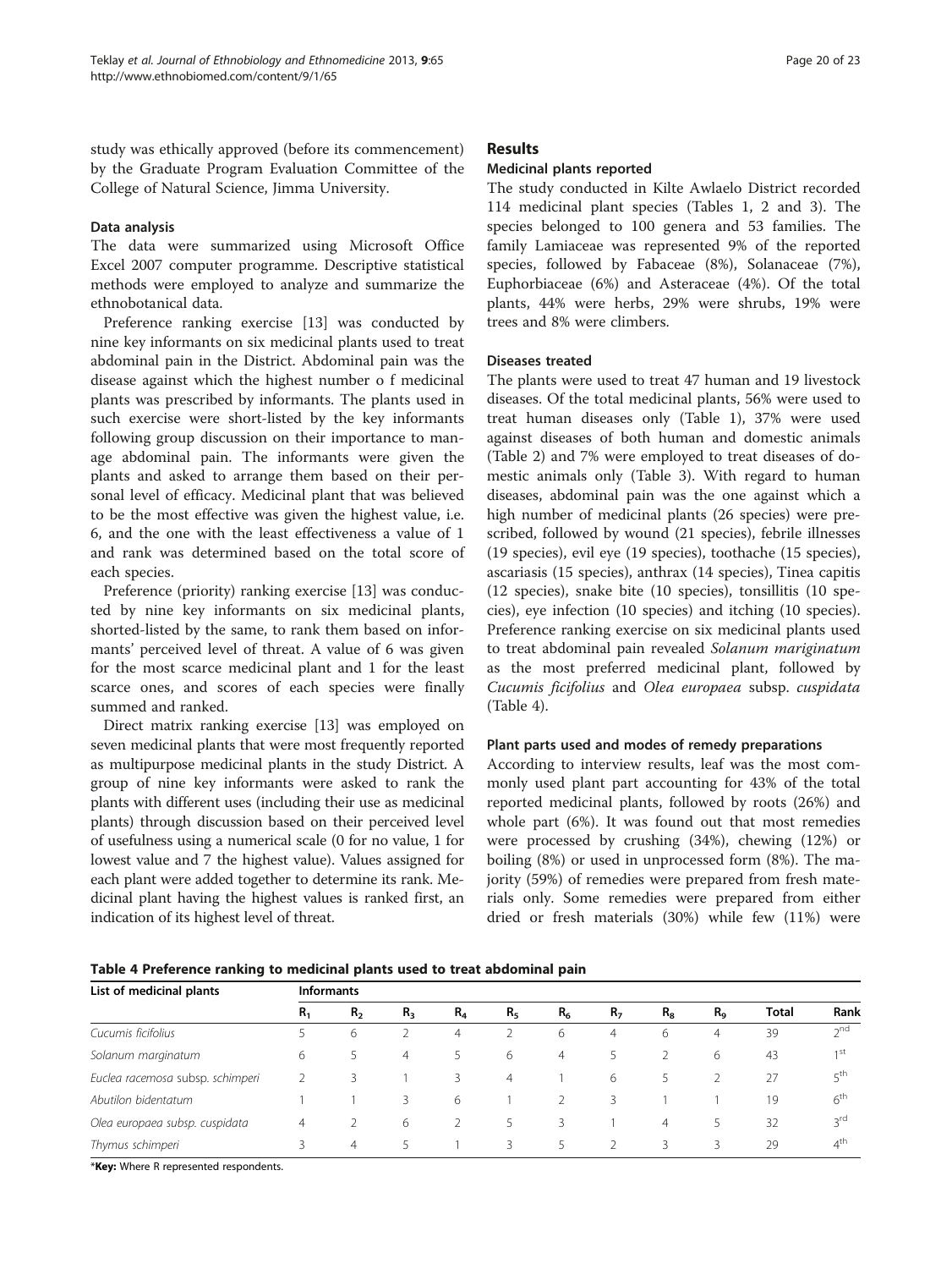study was ethically approved (before its commencement) by the Graduate Program Evaluation Committee of the College of Natural Science, Jimma University.

### Data analysis

The data were summarized using Microsoft Office Excel 2007 computer programme. Descriptive statistical methods were employed to analyze and summarize the ethnobotanical data.

Preference ranking exercise [13] was conducted by nine key informants on six medicinal plants used to treat abdominal pain in the District. Abdominal pain was the disease against which the highest number o f medicinal plants was prescribed by informants. The plants used in such exercise were short-listed by the key informants following group discussion on their importance to manage abdominal pain. The informants were given the plants and asked to arrange them based on their personal level of efficacy. Medicinal plant that was believed to be the most effective was given the highest value, i.e. 6, and the one with the least effectiveness a value of 1 and rank was determined based on the total score of each species.

Preference (priority) ranking exercise [13] was conducted by nine key informants on six medicinal plants, shorted-listed by the same, to rank them based on informants' perceived level of threat. A value of 6 was given for the most scarce medicinal plant and 1 for the least scarce ones, and scores of each species were finally summed and ranked.

Direct matrix ranking exercise [13] was employed on seven medicinal plants that were most frequently reported as multipurpose medicinal plants in the study District. A group of nine key informants were asked to rank the plants with different uses (including their use as medicinal plants) through discussion based on their perceived level of usefulness using a numerical scale (0 for no value, 1 for lowest value and 7 the highest value). Values assigned for each plant were added together to determine its rank. Medicinal plant having the highest values is ranked first, an indication of its highest level of threat.

## Results

### Medicinal plants reported

The study conducted in Kilte Awlaelo District recorded 114 medicinal plant species (Tables 1, 2 and 3). The species belonged to 100 genera and 53 families. The family Lamiaceae was represented 9% of the reported species, followed by Fabaceae (8%), Solanaceae (7%), Euphorbiaceae (6%) and Asteraceae (4%). Of the total plants, 44% were herbs, 29% were shrubs, 19% were trees and 8% were climbers.

### Diseases treated

The plants were used to treat 47 human and 19 livestock diseases. Of the total medicinal plants, 56% were used to treat human diseases only (Table 1), 37% were used against diseases of both human and domestic animals (Table 2) and 7% were employed to treat diseases of domestic animals only (Table 3). With regard to human diseases, abdominal pain was the one against which a high number of medicinal plants (26 species) were prescribed, followed by wound (21 species), febrile illnesses (19 species), evil eye (19 species), toothache (15 species), ascariasis (15 species), anthrax (14 species), Tinea capitis (12 species), snake bite (10 species), tonsillitis (10 species), eye infection (10 species) and itching (10 species). Preference ranking exercise on six medicinal plants used to treat abdominal pain revealed *Solanum mariginatum* as the most preferred medicinal plant, followed by *Cucumis ficifolius* and *Olea europaea* subsp. *cuspidata* (Table 4).

### Plant parts used and modes of remedy preparations

According to interview results, leaf was the most commonly used plant part accounting for 43% of the total reported medicinal plants, followed by roots (26%) and whole part (6%). It was found out that most remedies were processed by crushing (34%), chewing (12%) or boiling (8%) or used in unprocessed form (8%). The majority (59%) of remedies were prepared from fresh materials only. Some remedies were prepared from either dried or fresh materials (30%) while few (11%) were

**Table 4 Preference ranking to medicinal plants used to treat abdominal pain**

| List of medicinal plants | Informants | | | | | | | | | | |
|---|---|---|---|---|---|---|---|---|---|---|---|
| | $R_1$ | $R_2$ | $R_3$ | $R_4$ | $R_5$ | $R_6$ | $R_7$ | $R_8$ | $R_9$ | Total | Rank |
| *Cucumis ficifolius* | 5 | 6 | 2 | 4 | 2 | 6 | 4 | 6 | 4 | 39 | 2nd |
| *Solanum marginatum* | 6 | 5 | 4 | 5 | 6 | 4 | 5 | 2 | 6 | 43 | 1st |
| *Euclea racemosa* subsp. *schimperi* | 2 | 3 | 1 | 3 | 4 | 1 | 6 | 5 | 2 | 27 | 5th |
| *Abutilon bidentatum* | 1 | 1 | 3 | 6 | 1 | 2 | 3 | 1 | 1 | 19 | 6th |
| *Olea europaea* subsp. *cuspidata* | 4 | 2 | 6 | 2 | 5 | 3 | 1 | 4 | 5 | 32 | 3rd |
| *Thymus schimperi* | 3 | 4 | 5 | 1 | 3 | 5 | 2 | 3 | 3 | 29 | 4th |

\***Key:** Where R represented respondents.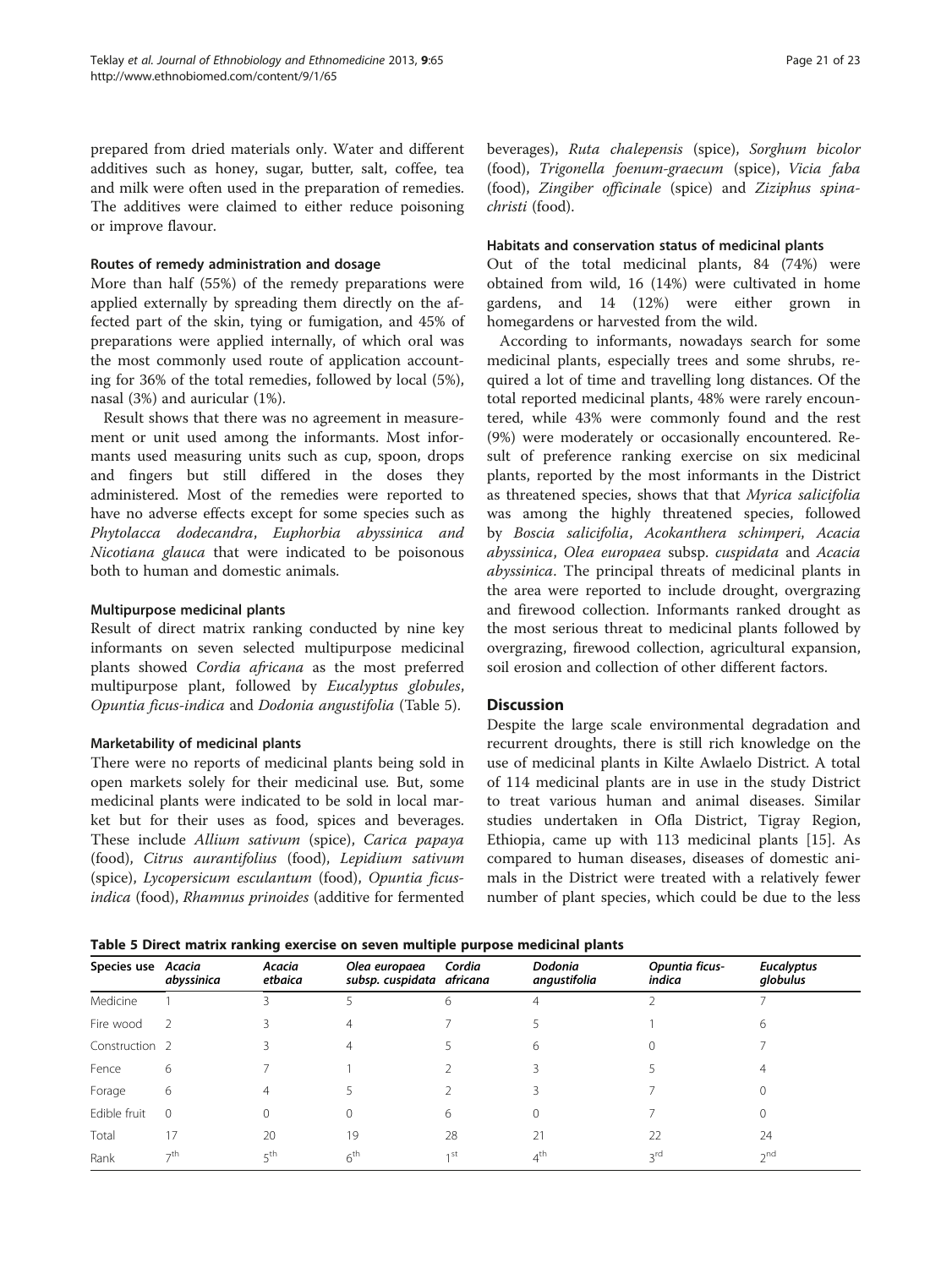prepared from dried materials only. Water and different additives such as honey, sugar, butter, salt, coffee, tea and milk were often used in the preparation of remedies. The additives were claimed to either reduce poisoning or improve flavour.

#### Routes of remedy administration and dosage

More than half (55%) of the remedy preparations were applied externally by spreading them directly on the affected part of the skin, tying or fumigation, and 45% of preparations were applied internally, of which oral was the most commonly used route of application accounting for 36% of the total remedies, followed by local (5%), nasal (3%) and auricular (1%).

Result shows that there was no agreement in measurement or unit used among the informants. Most informants used measuring units such as cup, spoon, drops and fingers but still differed in the doses they administered. Most of the remedies were reported to have no adverse effects except for some species such as *Phytolacca dodecandra*, *Euphorbia abyssinica and Nicotiana glauca* that were indicated to be poisonous both to human and domestic animals.

#### Multipurpose medicinal plants

Result of direct matrix ranking conducted by nine key informants on seven selected multipurpose medicinal plants showed *Cordia africana* as the most preferred multipurpose plant, followed by *Eucalyptus globules*, *Opuntia ficus-indica* and *Dodonia angustifolia* (Table 5).

#### Marketability of medicinal plants

There were no reports of medicinal plants being sold in open markets solely for their medicinal use. But, some medicinal plants were indicated to be sold in local market but for their uses as food, spices and beverages. These include *Allium sativum* (spice), *Carica papaya* (food), *Citrus aurantifolius* (food), *Lepidium sativum* (spice), *Lycopersicum esculantum* (food), *Opuntia ficus-indica* (food), *Rhamnus prinoides* (additive for fermented beverages), *Ruta chalepensis* (spice), *Sorghum bicolor* (food), *Trigonella foenum-graecum* (spice), *Vicia faba* (food), *Zingiber officinale* (spice) and *Ziziphus spina-christi* (food).

#### Habitats and conservation status of medicinal plants

Out of the total medicinal plants, 84 (74%) were obtained from wild, 16 (14%) were cultivated in home gardens, and 14 (12%) were either grown in homegardens or harvested from the wild.

According to informants, nowadays search for some medicinal plants, especially trees and some shrubs, required a lot of time and travelling long distances. Of the total reported medicinal plants, 48% were rarely encountered, while 43% were commonly found and the rest (9%) were moderately or occasionally encountered. Result of preference ranking exercise on six medicinal plants, reported by the most informants in the District as threatened species, shows that that *Myrica salicifolia* was among the highly threatened species, followed by *Boscia salicifolia*, *Acokanthera schimperi*, *Acacia abyssinica*, *Olea europaea* subsp. *cuspidata* and *Acacia abyssinica*. The principal threats of medicinal plants in the area were reported to include drought, overgrazing and firewood collection. Informants ranked drought as the most serious threat to medicinal plants followed by overgrazing, firewood collection, agricultural expansion, soil erosion and collection of other different factors.

## Discussion

Despite the large scale environmental degradation and recurrent droughts, there is still rich knowledge on the use of medicinal plants in Kilte Awlaelo District. A total of 114 medicinal plants are in use in the study District to treat various human and animal diseases. Similar studies undertaken in Ofla District, Tigray Region, Ethiopia, came up with 113 medicinal plants [15]. As compared to human diseases, diseases of domestic animals in the District were treated with a relatively fewer number of plant species, which could be due to the less

**Table 5 Direct matrix ranking exercise on seven multiple purpose medicinal plants**

| Species use | *Acacia abyssinica* | *Acacia etbaica* | *Olea europaea subsp. cuspidata* | *Cordia africana* | *Dodonia angustifolia* | *Opuntia ficus-indica* | *Eucalyptus globulus* |
|---|---|---|---|---|---|---|---|
| Medicine | 1 | 3 | 5 | 6 | 4 | 2 | 7 |
| Fire wood | 2 | 3 | 4 | 7 | 5 | 1 | 6 |
| Construction | 2 | 3 | 4 | 5 | 6 | 0 | 7 |
| Fence | 6 | 7 | 1 | 2 | 3 | 5 | 4 |
| Forage | 6 | 4 | 5 | 2 | 3 | 7 | 0 |
| Edible fruit | 0 | 0 | 0 | 6 | 0 | 7 | 0 |
| Total | 17 | 20 | 19 | 28 | 21 | 22 | 24 |
| Rank | 7th | 5th | 6th | 1st | 4th | 3rd | 2nd |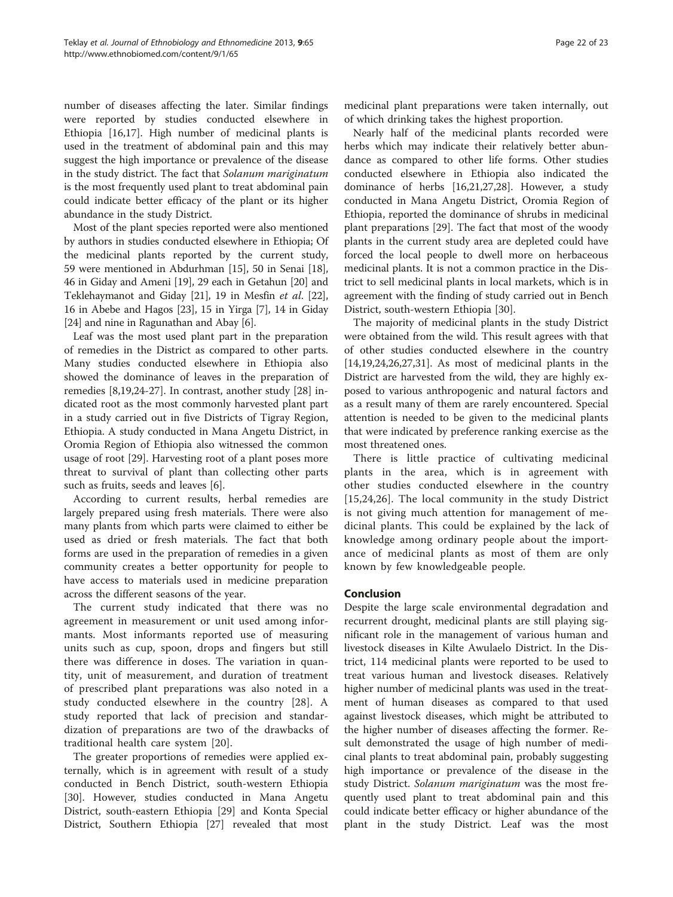number of diseases affecting the later. Similar findings were reported by studies conducted elsewhere in Ethiopia [16,17]. High number of medicinal plants is used in the treatment of abdominal pain and this may suggest the high importance or prevalence of the disease in the study district. The fact that *Solanum mariginatum* is the most frequently used plant to treat abdominal pain could indicate better efficacy of the plant or its higher abundance in the study District.

Most of the plant species reported were also mentioned by authors in studies conducted elsewhere in Ethiopia; Of the medicinal plants reported by the current study, 59 were mentioned in Abdurhman [15], 50 in Senai [18], 46 in Giday and Ameni [19], 29 each in Getahun [20] and Teklehaymanot and Giday [21], 19 in Mesfin *et al.* [22], 16 in Abebe and Hagos [23], 15 in Yirga [7], 14 in Giday [24] and nine in Ragunathan and Abay [6].

Leaf was the most used plant part in the preparation of remedies in the District as compared to other parts. Many studies conducted elsewhere in Ethiopia also showed the dominance of leaves in the preparation of remedies [8,19,24-27]. In contrast, another study [28] indicated root as the most commonly harvested plant part in a study carried out in five Districts of Tigray Region, Ethiopia. A study conducted in Mana Angetu District, in Oromia Region of Ethiopia also witnessed the common usage of root [29]. Harvesting root of a plant poses more threat to survival of plant than collecting other parts such as fruits, seeds and leaves [6].

According to current results, herbal remedies are largely prepared using fresh materials. There were also many plants from which parts were claimed to either be used as dried or fresh materials. The fact that both forms are used in the preparation of remedies in a given community creates a better opportunity for people to have access to materials used in medicine preparation across the different seasons of the year.

The current study indicated that there was no agreement in measurement or unit used among informants. Most informants reported use of measuring units such as cup, spoon, drops and fingers but still there was difference in doses. The variation in quantity, unit of measurement, and duration of treatment of prescribed plant preparations was also noted in a study conducted elsewhere in the country [28]. A study reported that lack of precision and standardization of preparations are two of the drawbacks of traditional health care system [20].

The greater proportions of remedies were applied externally, which is in agreement with result of a study conducted in Bench District, south-western Ethiopia [30]. However, studies conducted in Mana Angetu District, south-eastern Ethiopia [29] and Konta Special District, Southern Ethiopia [27] revealed that most medicinal plant preparations were taken internally, out of which drinking takes the highest proportion.

Nearly half of the medicinal plants recorded were herbs which may indicate their relatively better abundance as compared to other life forms. Other studies conducted elsewhere in Ethiopia also indicated the dominance of herbs [16,21,27,28]. However, a study conducted in Mana Angetu District, Oromia Region of Ethiopia, reported the dominance of shrubs in medicinal plant preparations [29]. The fact that most of the woody plants in the current study area are depleted could have forced the local people to dwell more on herbaceous medicinal plants. It is not a common practice in the District to sell medicinal plants in local markets, which is in agreement with the finding of study carried out in Bench District, south-western Ethiopia [30].

The majority of medicinal plants in the study District were obtained from the wild. This result agrees with that of other studies conducted elsewhere in the country [14,19,24,26,27,31]. As most of medicinal plants in the District are harvested from the wild, they are highly exposed to various anthropogenic and natural factors and as a result many of them are rarely encountered. Special attention is needed to be given to the medicinal plants that were indicated by preference ranking exercise as the most threatened ones.

There is little practice of cultivating medicinal plants in the area, which is in agreement with other studies conducted elsewhere in the country [15,24,26]. The local community in the study District is not giving much attention for management of medicinal plants. This could be explained by the lack of knowledge among ordinary people about the importance of medicinal plants as most of them are only known by few knowledgeable people.

## Conclusion

Despite the large scale environmental degradation and recurrent drought, medicinal plants are still playing significant role in the management of various human and livestock diseases in Kilte Awulaelo District. In the District, 114 medicinal plants were reported to be used to treat various human and livestock diseases. Relatively higher number of medicinal plants was used in the treatment of human diseases as compared to that used against livestock diseases, which might be attributed to the higher number of diseases affecting the former. Result demonstrated the usage of high number of medicinal plants to treat abdominal pain, probably suggesting high importance or prevalence of the disease in the study District. *Solanum mariginatum* was the most frequently used plant to treat abdominal pain and this could indicate better efficacy or higher abundance of the plant in the study District. Leaf was the most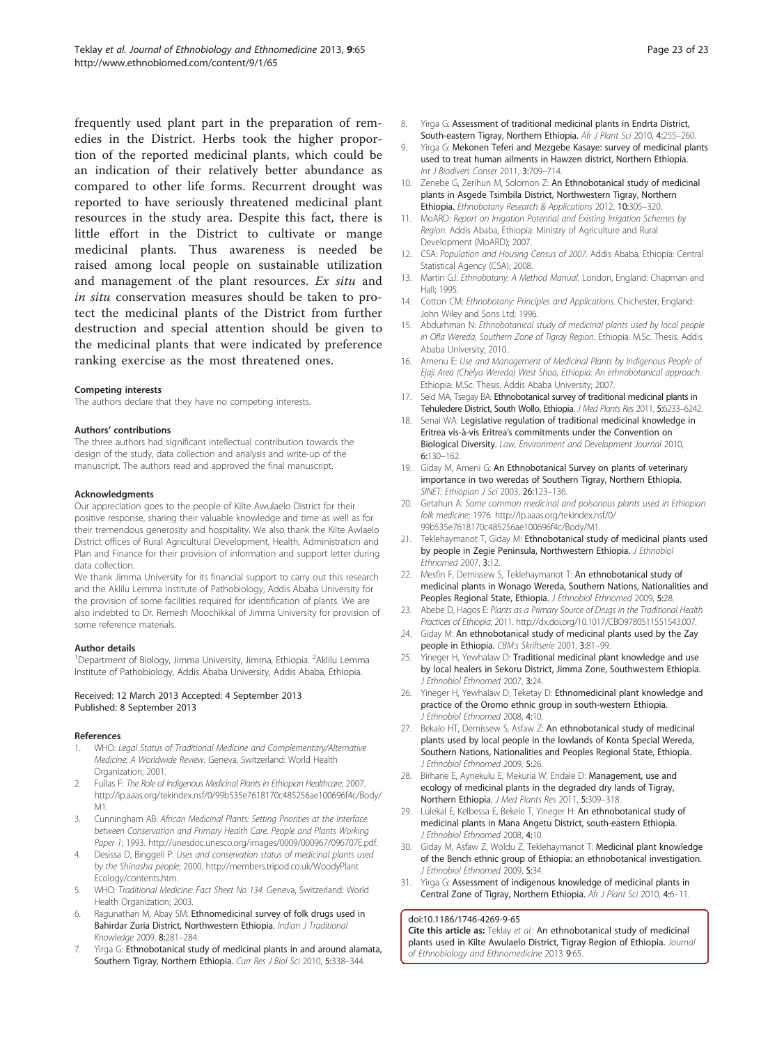frequently used plant part in the preparation of remedies in the District. Herbs took the higher proportion of the reported medicinal plants, which could be an indication of their relatively better abundance as compared to other life forms. Recurrent drought was reported to have seriously threatened medicinal plant resources in the study area. Despite this fact, there is little effort in the District to cultivate or mange medicinal plants. Thus awareness is needed be raised among local people on sustainable utilization and management of the plant resources. *Ex situ* and *in situ* conservation measures should be taken to protect the medicinal plants of the District from further destruction and special attention should be given to the medicinal plants that were indicated by preference ranking exercise as the most threatened ones.

#### Competing interests

The authors declare that they have no competing interests.

#### Authors' contributions

The three authors had significant intellectual contribution towards the design of the study, data collection and analysis and write-up of the manuscript. The authors read and approved the final manuscript.

#### Acknowledgments

Our appreciation goes to the people of Kilte Awulaelo District for their positive response, sharing their valuable knowledge and time as well as for their tremendous generosity and hospitality. We also thank the Kilte Awlaelo District offices of Rural Agricultural Development, Health, Administration and Plan and Finance for their provision of information and support letter during data collection.

We thank Jimma University for its financial support to carry out this research and the Aklilu Lemma Institute of Pathobiology, Addis Ababa University for the provision of some facilities required for identification of plants. We are also indebted to Dr. Remesh Moochikkal of Jimma University for provision of some reference materials.

#### Author details

[1]Department of Biology, Jimma University, Jimma, Ethiopia. [2]Aklilu Lemma Institute of Pathobiology, Addis Ababa University, Addis Ababa, Ethiopia.

Received: 12 March 2013 Accepted: 4 September 2013
Published: 8 September 2013

#### References

1. WHO: *Legal Status of Traditional Medicine and Complementary/Alternative Medicine: A Worldwide Review.* Geneva, Switzerland: World Health Organization; 2001.
2. Fullas F: *The Role of Indigenous Medicinal Plants in Ethiopian Healthcare*; 2007. http://ip.aaas.org/tekindex.nsf/0/99b535e7618170c485256ae100696f4c/Body/M1.
3. Cunningham AB: *African Medicinal Plants: Setting Priorities at the Interface between Conservation and Primary Health Care. People and Plants Working Paper 1*; 1993. http://unesdoc.unesco.org/images/0009/000967/096707E.pdf.
4. Desissa D, Binggeli P: *Uses and conservation status of medicinal plants used by the Shinasha people*; 2000. http://members.tripod.co.uk/WoodyPlantEcology/contents.htm.
5. WHO: *Traditional Medicine: Fact Sheet No 134.* Geneva, Switzerland: World Health Organization; 2003.
6. Ragunathan M, Abay SM: **Ethnomedicinal survey of folk drugs used in Bahirdar Zuria District, Northwestern Ethiopia.** *Indian J Traditional Knowledge* 2009, **8:**281–284.
7. Yirga G: **Ethnobotanical study of medicinal plants in and around alamata, Southern Tigray, Northern Ethiopia.** *Curr Res J Biol Sci* 2010, **5:**338–344.
8. Yirga G: **Assessment of traditional medicinal plants in Endrta District, South-eastern Tigray, Northern Ethiopia.** *Afr J Plant Sci* 2010, **4:**255–260.
9. Yirga G: **Mekonen Teferi and Mezgebe Kasaye: survey of medicinal plants used to treat human ailments in Hawzen district, Northern Ethiopia.** *Int J Biodivers Conser* 2011, **3:**709–714.
10. Zenebe G, Zerihun M, Solomon Z: **An Ethnobotanical study of medicinal plants in Asgede Tsimbila District, Northwestern Tigray, Northern Ethiopia.** *Ethnobotany Research & Applications* 2012, **10:**305–320.
11. MoARD: *Report on Irrigation Potential and Existing Irrigation Schemes by Region.* Addis Ababa, Ethiopia: Ministry of Agriculture and Rural Development (MoARD); 2007.
12. CSA: *Population and Housing Census of 2007.* Addis Ababa, Ethiopia: Central Statistical Agency (CSA); 2008.
13. Martin GJ: *Ethnobotany: A Method Manual.* London, England: Chapman and Hall; 1995.
14. Cotton CM: *Ethnobotany: Principles and Applications.* Chichester, England: John Wiley and Sons Ltd; 1996.
15. Abdurhman N: *Ethnobotanical study of medicinal plants used by local people in Ofla Wereda, Southern Zone of Tigray Region.* Ethiopia: M.Sc. Thesis. Addis Ababa University; 2010.
16. Amenu E: *Use and Management of Medicinal Plants by Indigenous People of Ejaji Area (Chelya Wereda) West Shoa, Ethiopia: An ethnobotanical approach.* Ethiopia: M.Sc. Thesis. Addis Ababa University; 2007.
17. Seid MA, Tsegay BA: **Ethnobotanical survey of traditional medicinal plants in Tehuledere District, South Wollo, Ethiopia.** *J Med Plants Res* 2011, **5:**6233–6242.
18. Senai WA: **Legislative regulation of traditional medicinal knowledge in Eritrea vis-à-vis Eritrea's commitments under the Convention on Biological Diversity.** *Law, Environment and Development Journal* 2010, **6:**130–162.
19. Giday M, Ameni G: **An Ethnobotanical Survey on plants of veterinary importance in two weredas of Southern Tigray, Northern Ethiopia.** *SINET: Ethiopian J Sci* 2003, **26:**123–136.
20. Getahun A: *Some common medicinal and poisonous plants used in Ethiopian folk medicine*; 1976. http://ip.aaas.org/tekindex.nsf/0/99b535e7618170c485256ae100696f4c/Body/M1.
21. Teklehaymanot T, Giday M: **Ethnobotanical study of medicinal plants used by people in Zegie Peninsula, Northwestern Ethiopia.** *J Ethnobiol Ethnomed* 2007, **3:**12.
22. Mesfin F, Demissew S, Teklehaymanot T: **An ethnobotanical study of medicinal plants in Wonago Wereda, Southern Nations, Nationalities and Peoples Regional State, Ethiopia.** *J Ethnobiol Ethnomed* 2009, **5:**28.
23. Abebe D, Hagos E: *Plants as a Primary Source of Drugs in the Traditional Health Practices of Ethiopia*; 2011. http://dx.doi.org/10.1017/CBO9780511551543.007.
24. Giday M: **An ethnobotanical study of medicinal plants used by the Zay people in Ethiopia.** *CBM:s Skriftserie* 2001, **3:**81–99.
25. Yineger H, Yewhalaw D: **Traditional medicinal plant knowledge and use by local healers in Sekoru District, Jimma Zone, Southwestern Ethiopia.** *J Ethnobiol Ethnomed* 2007, **3:**24.
26. Yineger H, Yewhalaw D, Teketay D: **Ethnomedicinal plant knowledge and practice of the Oromo ethnic group in south-western Ethiopia.** *J Ethnobiol Ethnomed* 2008, **4:**10.
27. Bekalo HT, Demissew S, Asfaw Z: **An ethnobotanical study of medicinal plants used by local people in the lowlands of Konta Special Wereda, Southern Nations, Nationalities and Peoples Regional State, Ethiopia.** *J Ethnobiol Ethnomed* 2009, **5:**26.
28. Birhane E, Aynekulu E, Mekuria W, Endale D: **Management, use and ecology of medicinal plants in the degraded dry lands of Tigray, Northern Ethiopia.** *J Med Plants Res* 2011, **5:**309–318.
29. Lulekal E, Kelbessa E, Bekele T, Yineger H: **An ethnobotanical study of medicinal plants in Mana Angetu District, south-eastern Ethiopia.** *J Ethnobiol Ethnomed* 2008, **4:**10.
30. Giday M, Asfaw Z, Woldu Z, Teklehaymanot T: **Medicinal plant knowledge of the Bench ethnic group of Ethiopia: an ethnobotanical investigation.** *J Ethnobiol Ethnomed* 2009, **5:**34.
31. Yirga G: **Assessment of indigenous knowledge of medicinal plants in Central Zone of Tigray, Northern Ethiopia.** *Afr J Plant Sci* 2010, **4:**6–11.

doi:10.1186/1746-4269-9-65

**Cite this article as:** Teklay *et al.*: An ethnobotanical study of medicinal plants used in Kilte Awulaelo District, Tigray Region of Ethiopia. *Journal of Ethnobiology and Ethnomedicine* 2013 **9**:65.